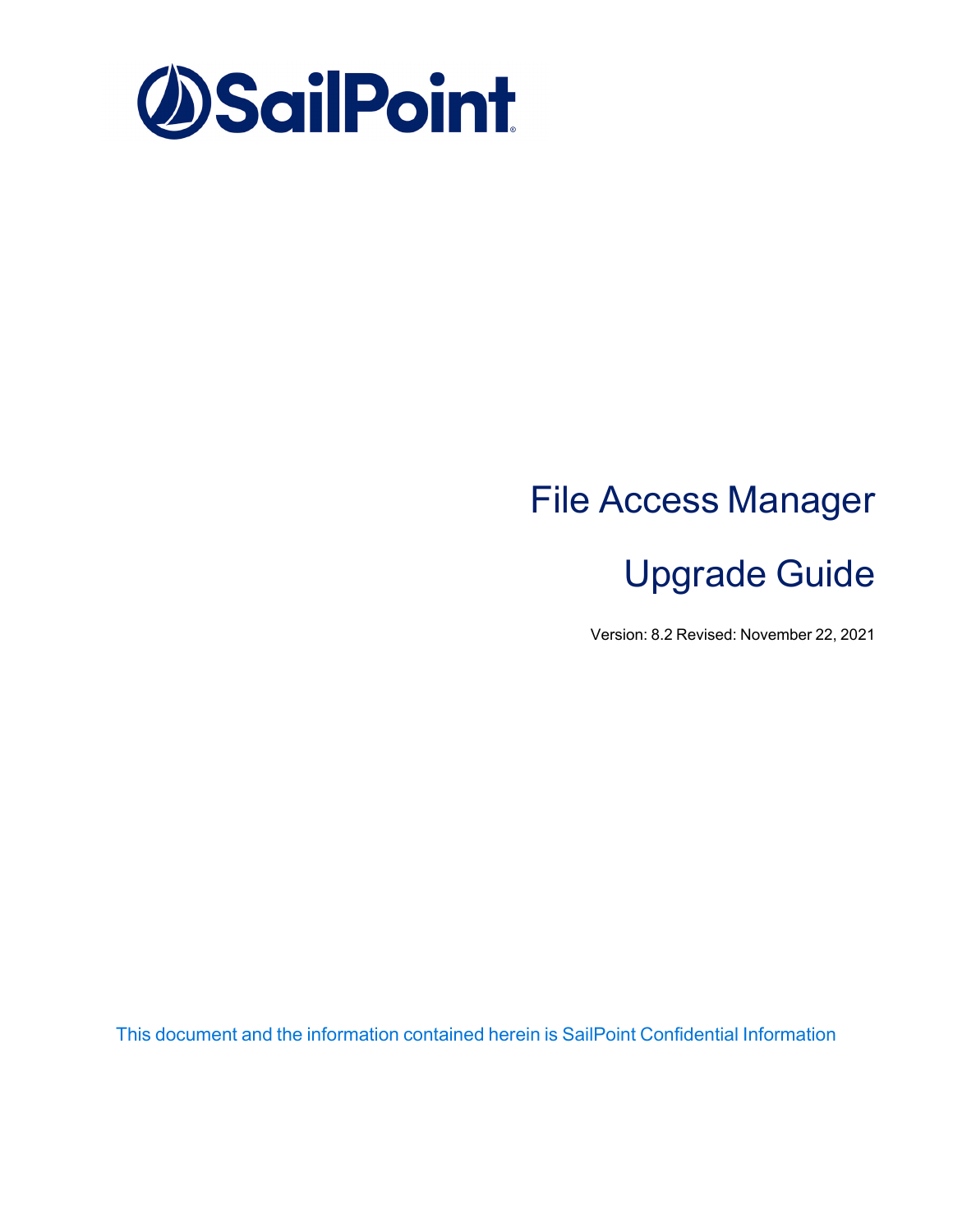SailPoint

# File Access Manager

# Upgrade Guide

Version: 8.2 Revised: November 22, 2021

This document and the information contained herein is SailPoint Confidential Information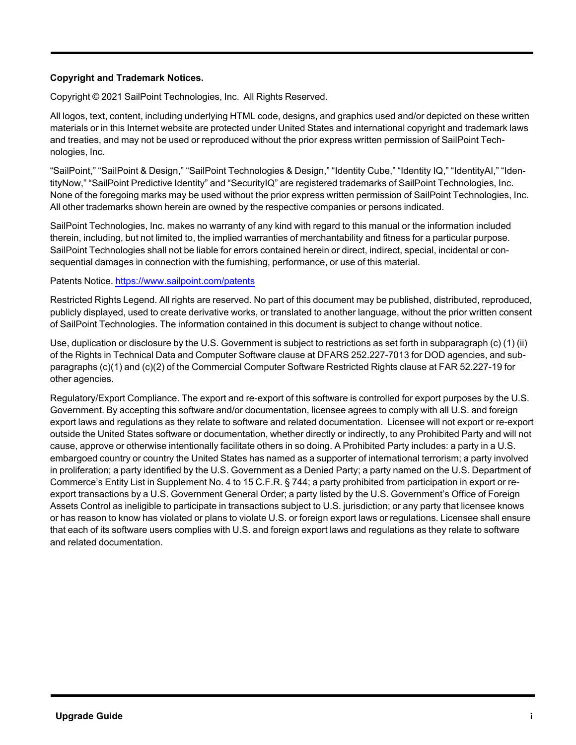**Copyright and Trademark Notices.**

Copyright © 2021 SailPoint Technologies, Inc. All Rights Reserved.

All logos, text, content, including underlying HTML code, designs, and graphics used and/or depicted on these written materials or in this Internet website are protected under United States and international copyright and trademark laws and treaties, and may not be used or reproduced without the prior express written permission of SailPoint Technologies, Inc.

"SailPoint," "SailPoint & Design," "SailPoint Technologies & Design," "Identity Cube," "Identity IQ," "IdentityAI," "IdentityNow," "SailPoint Predictive Identity" and "SecurityIQ" are registered trademarks of SailPoint Technologies, Inc. None of the foregoing marks may be used without the prior express written permission of SailPoint Technologies, Inc. All other trademarks shown herein are owned by the respective companies or persons indicated.

SailPoint Technologies, Inc. makes no warranty of any kind with regard to this manual or the information included therein, including, but not limited to, the implied warranties of merchantability and fitness for a particular purpose. SailPoint Technologies shall not be liable for errors contained herein or direct, indirect, special, incidental or consequential damages in connection with the furnishing, performance, or use of this material.

Patents Notice. https://www.sailpoint.com/patents

Restricted Rights Legend. All rights are reserved. No part of this document may be published, distributed, reproduced, publicly displayed, used to create derivative works, or translated to another language, without the prior written consent of SailPoint Technologies. The information contained in this document is subject to change without notice.

Use, duplication or disclosure by the U.S. Government is subject to restrictions as set forth in subparagraph (c) (1) (ii) of the Rights in Technical Data and Computer Software clause at DFARS 252.227-7013 for DOD agencies, and subparagraphs (c)(1) and (c)(2) of the Commercial Computer Software Restricted Rights clause at FAR 52.227-19 for other agencies.

Regulatory/Export Compliance. The export and re-export of this software is controlled for export purposes by the U.S. Government. By accepting this software and/or documentation, licensee agrees to comply with all U.S. and foreign export laws and regulations as they relate to software and related documentation. Licensee will not export or re-export outside the United States software or documentation, whether directly or indirectly, to any Prohibited Party and will not cause, approve or otherwise intentionally facilitate others in so doing. A Prohibited Party includes: a party in a U.S. embargoed country or country the United States has named as a supporter of international terrorism; a party involved in proliferation; a party identified by the U.S. Government as a Denied Party; a party named on the U.S. Department of Commerce's Entity List in Supplement No. 4 to 15 C.F.R. § 744; a party prohibited from participation in export or re-export transactions by a U.S. Government General Order; a party listed by the U.S. Government's Office of Foreign Assets Control as ineligible to participate in transactions subject to U.S. jurisdiction; or any party that licensee knows or has reason to know has violated or plans to violate U.S. or foreign export laws or regulations. Licensee shall ensure that each of its software users complies with U.S. and foreign export laws and regulations as they relate to software and related documentation.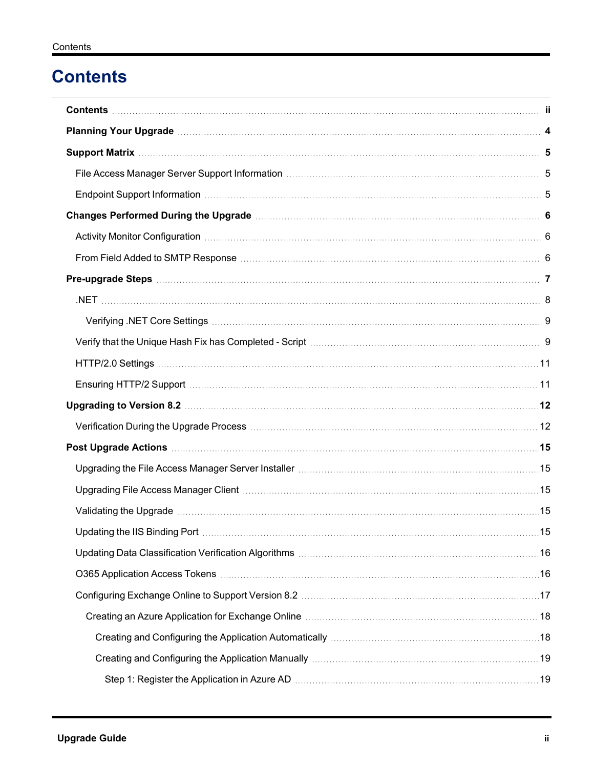# Contents

**Contents** ii

**Planning Your Upgrade** 4

**Support Matrix** 5

- File Access Manager Server Support Information 5
- Endpoint Support Information 5

**Changes Performed During the Upgrade** 6

- Activity Monitor Configuration 6
- From Field Added to SMTP Response 6

**Pre-upgrade Steps** 7

- .NET 8
  - Verifying .NET Core Settings 9
- Verify that the Unique Hash Fix has Completed - Script 9
- HTTP/2.0 Settings 11
- Ensuring HTTP/2 Support 11

**Upgrading to Version 8.2** 12

- Verification During the Upgrade Process 12

**Post Upgrade Actions** 15

- Upgrading the File Access Manager Server Installer 15
- Upgrading File Access Manager Client 15
- Validating the Upgrade 15
- Updating the IIS Binding Port 15
- Updating Data Classification Verification Algorithms 16
- O365 Application Access Tokens 16
- Configuring Exchange Online to Support Version 8.2 17
  - Creating an Azure Application for Exchange Online 18
    - Creating and Configuring the Application Automatically 18
    - Creating and Configuring the Application Manually 19
      - Step 1: Register the Application in Azure AD 19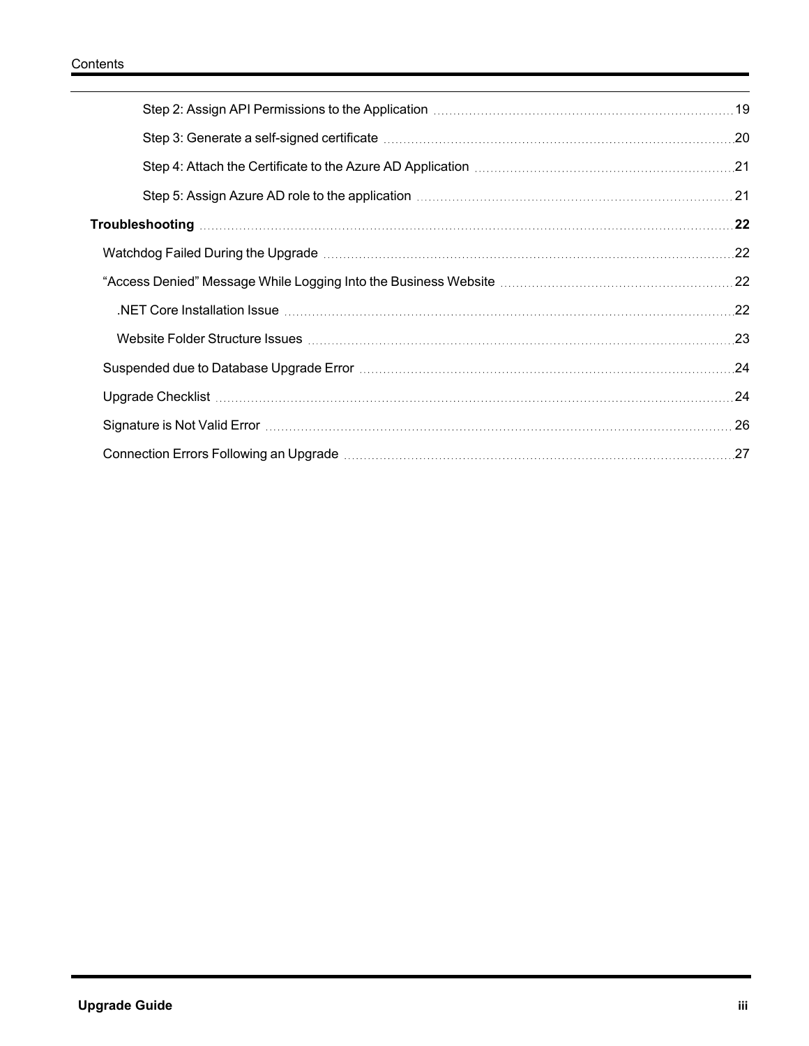- Step 2: Assign API Permissions to the Application ... 19
- Step 3: Generate a self-signed certificate ... 20
- Step 4: Attach the Certificate to the Azure AD Application ... 21
- Step 5: Assign Azure AD role to the application ... 21

**Troubleshooting ... 22**

- Watchdog Failed During the Upgrade ... 22
- “Access Denied” Message While Logging Into the Business Website ... 22
  - .NET Core Installation Issue ... 22
  - Website Folder Structure Issues ... 23
- Suspended due to Database Upgrade Error ... 24
- Upgrade Checklist ... 24
- Signature is Not Valid Error ... 26
- Connection Errors Following an Upgrade ... 27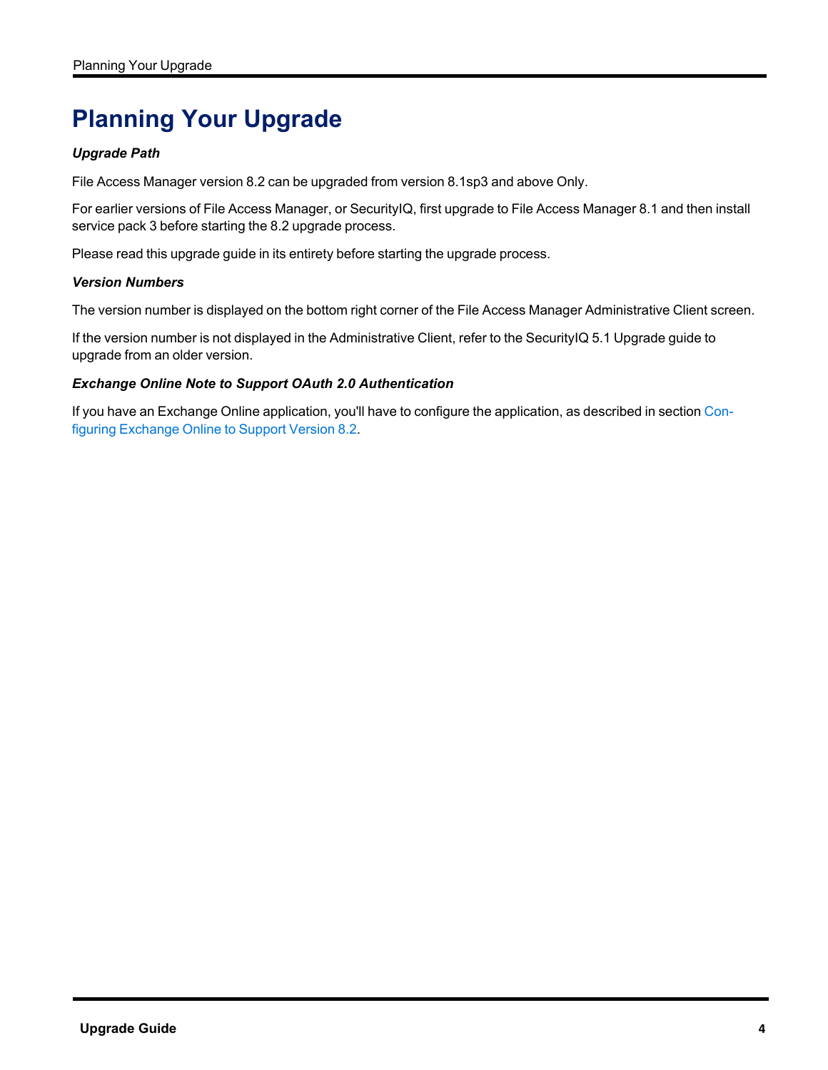# Planning Your Upgrade

***Upgrade Path***

File Access Manager version 8.2 can be upgraded from version 8.1sp3 and above Only.

For earlier versions of File Access Manager, or SecurityIQ, first upgrade to File Access Manager 8.1 and then install service pack 3 before starting the 8.2 upgrade process.

Please read this upgrade guide in its entirety before starting the upgrade process.

***Version Numbers***

The version number is displayed on the bottom right corner of the File Access Manager Administrative Client screen.

If the version number is not displayed in the Administrative Client, refer to the SecurityIQ 5.1 Upgrade guide to upgrade from an older version.

***Exchange Online Note to Support OAuth 2.0 Authentication***

If you have an Exchange Online application, you'll have to configure the application, as described in section Configuring Exchange Online to Support Version 8.2.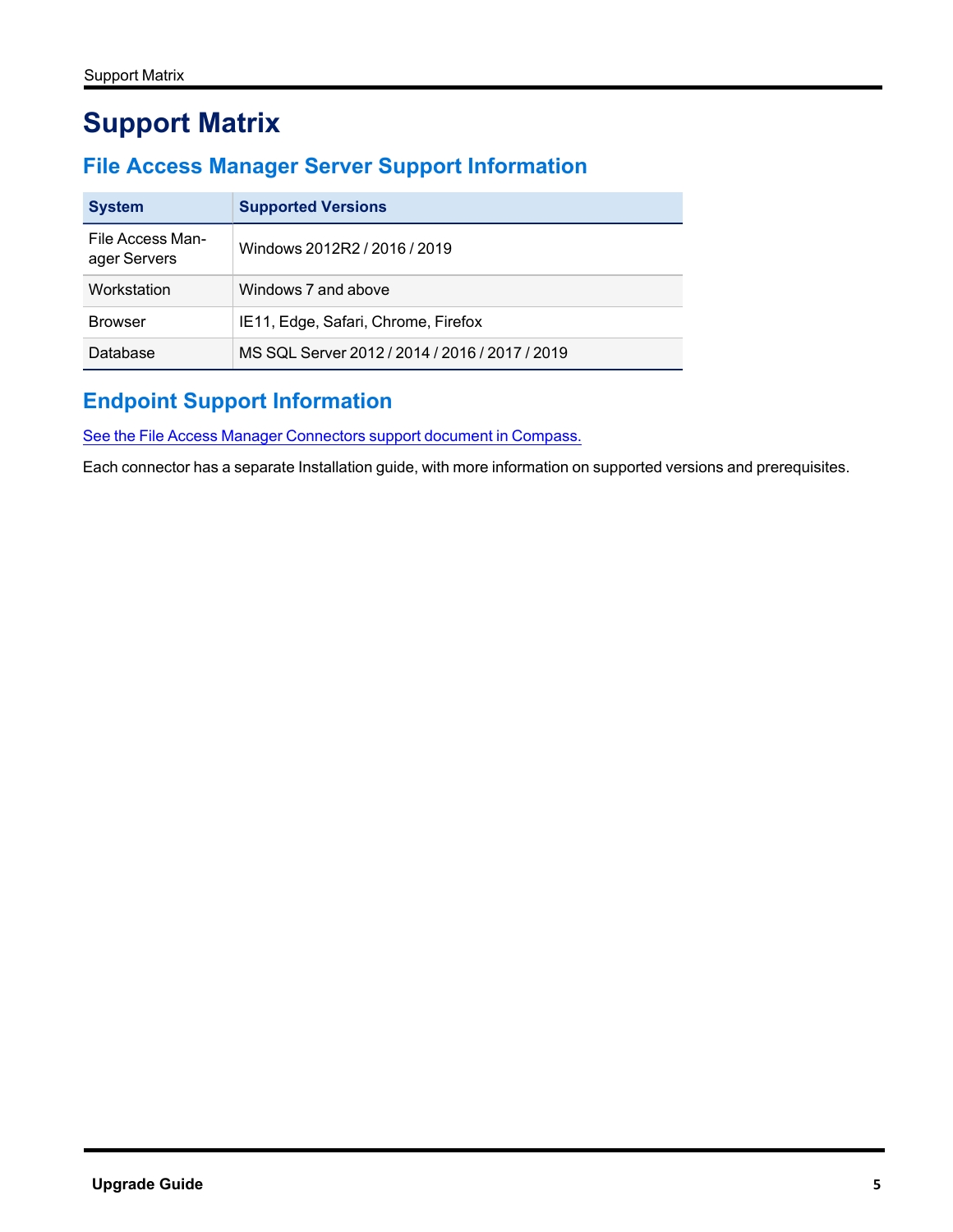# Support Matrix

## File Access Manager Server Support Information

| System | Supported Versions |
|---|---|
| File Access Manager Servers | Windows 2012R2 / 2016 / 2019 |
| Workstation | Windows 7 and above |
| Browser | IE11, Edge, Safari, Chrome, Firefox |
| Database | MS SQL Server 2012 / 2014 / 2016 / 2017 / 2019 |

## Endpoint Support Information

See the File Access Manager Connectors support document in Compass.

Each connector has a separate Installation guide, with more information on supported versions and prerequisites.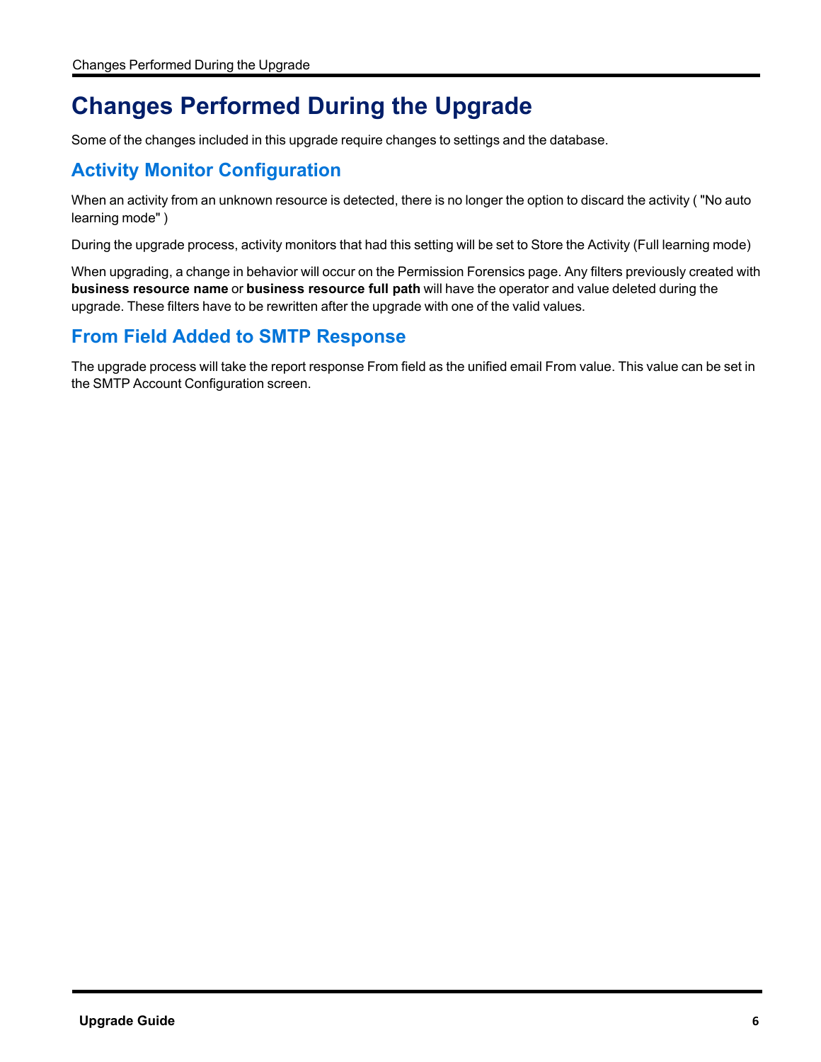# Changes Performed During the Upgrade

Some of the changes included in this upgrade require changes to settings and the database.

## Activity Monitor Configuration

When an activity from an unknown resource is detected, there is no longer the option to discard the activity ( "No auto learning mode" )

During the upgrade process, activity monitors that had this setting will be set to Store the Activity (Full learning mode)

When upgrading, a change in behavior will occur on the Permission Forensics page. Any filters previously created with **business resource name** or **business resource full path** will have the operator and value deleted during the upgrade. These filters have to be rewritten after the upgrade with one of the valid values.

## From Field Added to SMTP Response

The upgrade process will take the report response From field as the unified email From value. This value can be set in the SMTP Account Configuration screen.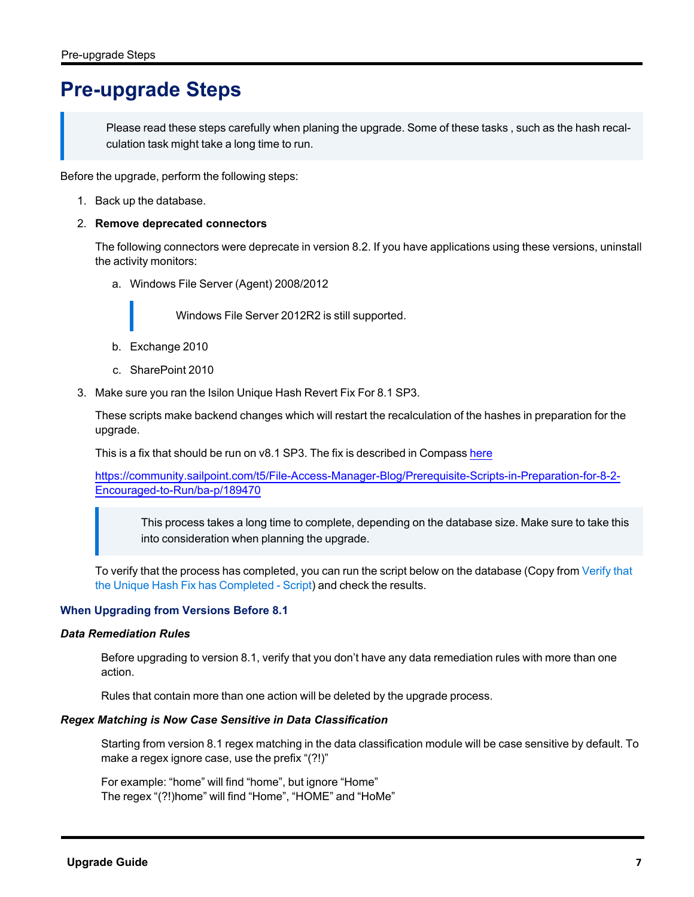# Pre-upgrade Steps

> Please read these steps carefully when planing the upgrade. Some of these tasks , such as the hash recalculation task might take a long time to run.

Before the upgrade, perform the following steps:

1. Back up the database.
2. **Remove deprecated connectors**

   The following connectors were deprecate in version 8.2. If you have applications using these versions, uninstall the activity monitors:

   a. Windows File Server (Agent) 2008/2012

      > Windows File Server 2012R2 is still supported.

   b. Exchange 2010

   c. SharePoint 2010
3. Make sure you ran the Isilon Unique Hash Revert Fix For 8.1 SP3.

   These scripts make backend changes which will restart the recalculation of the hashes in preparation for the upgrade.

   This is a fix that should be run on v8.1 SP3. The fix is described in Compass [here](https://community.sailpoint.com/t5/File-Access-Manager-Blog/Prerequisite-Scripts-in-Preparation-for-8-2-Encouraged-to-Run/ba-p/189470)

   [https://community.sailpoint.com/t5/File-Access-Manager-Blog/Prerequisite-Scripts-in-Preparation-for-8-2-Encouraged-to-Run/ba-p/189470](https://community.sailpoint.com/t5/File-Access-Manager-Blog/Prerequisite-Scripts-in-Preparation-for-8-2-Encouraged-to-Run/ba-p/189470)

   > This process takes a long time to complete, depending on the database size. Make sure to take this into consideration when planning the upgrade.

   To verify that the process has completed, you can run the script below on the database (Copy from Verify that the Unique Hash Fix has Completed - Script) and check the results.

### When Upgrading from Versions Before 8.1

#### *Data Remediation Rules*

Before upgrading to version 8.1, verify that you don’t have any data remediation rules with more than one action.

Rules that contain more than one action will be deleted by the upgrade process.

#### *Regex Matching is Now Case Sensitive in Data Classification*

Starting from version 8.1 regex matching in the data classification module will be case sensitive by default. To make a regex ignore case, use the prefix “(?!)”

For example: “home” will find “home”, but ignore “Home”
The regex “(?!)home” will find “Home”, “HOME” and “HoMe”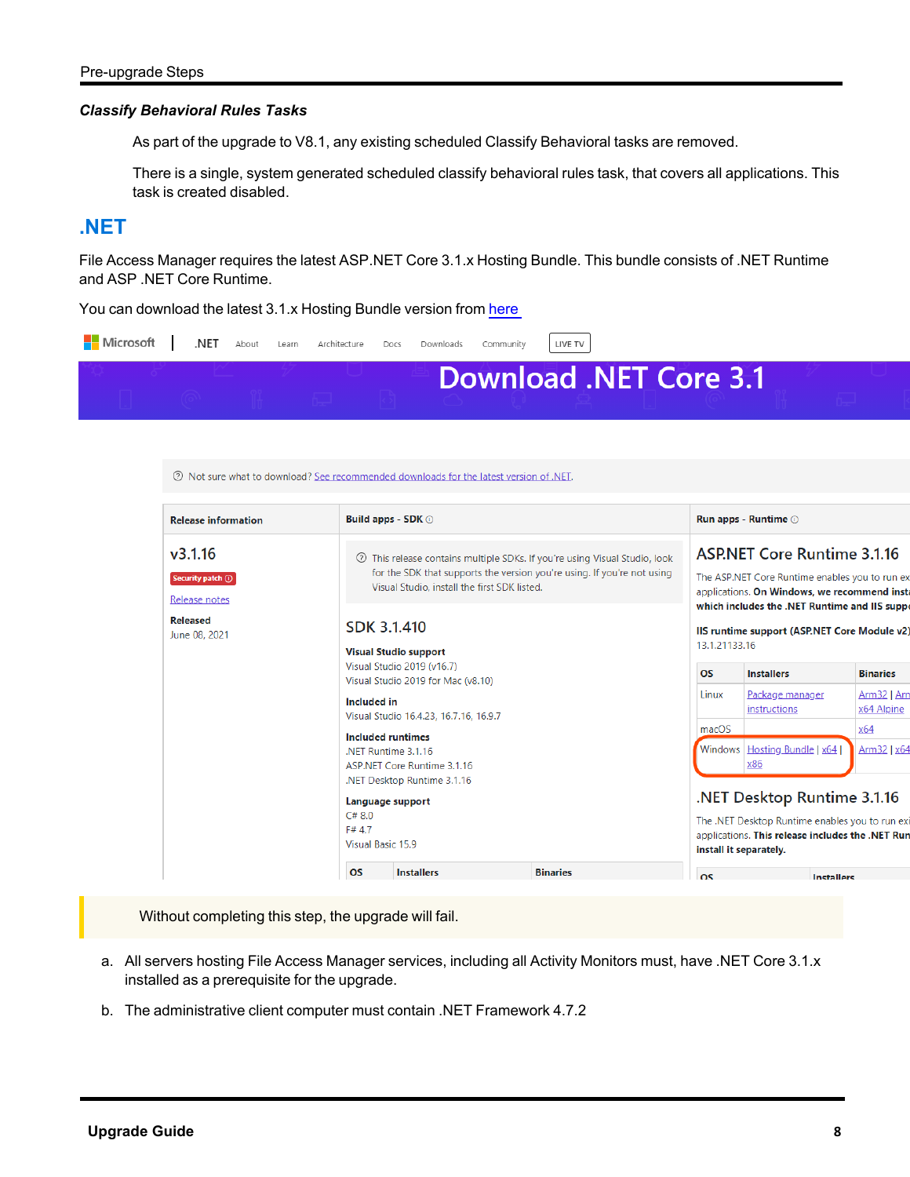### *Classify Behavioral Rules Tasks*

As part of the upgrade to V8.1, any existing scheduled Classify Behavioral tasks are removed.

There is a single, system generated scheduled classify behavioral rules task, that covers all applications. This task is created disabled.

## .NET

File Access Manager requires the latest ASP.NET Core 3.1.x Hosting Bundle. This bundle consists of .NET Runtime and ASP .NET Core Runtime.

You can download the latest 3.1.x Hosting Bundle version from here

> Without completing this step, the upgrade will fail.

a. All servers hosting File Access Manager services, including all Activity Monitors must, have .NET Core 3.1.x installed as a prerequisite for the upgrade.

b. The administrative client computer must contain .NET Framework 4.7.2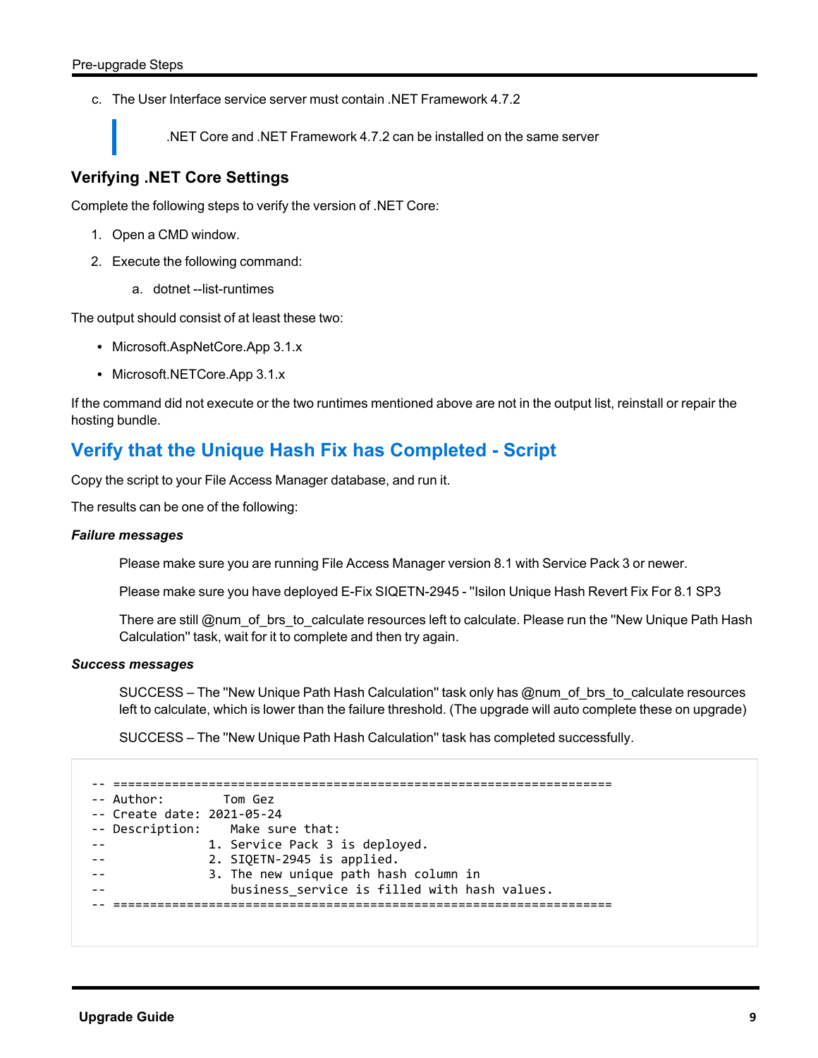c. The User Interface service server must contain .NET Framework 4.7.2

> .NET Core and .NET Framework 4.7.2 can be installed on the same server

### Verifying .NET Core Settings

Complete the following steps to verify the version of .NET Core:

1. Open a CMD window.
2. Execute the following command:
   a. dotnet --list-runtimes

The output should consist of at least these two:

- Microsoft.AspNetCore.App 3.1.x
- Microsoft.NETCore.App 3.1.x

If the command did not execute or the two runtimes mentioned above are not in the output list, reinstall or repair the hosting bundle.

## Verify that the Unique Hash Fix has Completed - Script

Copy the script to your File Access Manager database, and run it.

The results can be one of the following:

***Failure messages***

Please make sure you are running File Access Manager version 8.1 with Service Pack 3 or newer.

Please make sure you have deployed E-Fix SIQETN-2945 - ''Isilon Unique Hash Revert Fix For 8.1 SP3

There are still @num_of_brs_to_calculate resources left to calculate. Please run the ''New Unique Path Hash Calculation'' task, wait for it to complete and then try again.

***Success messages***

SUCCESS – The ''New Unique Path Hash Calculation'' task only has @num_of_brs_to_calculate resources left to calculate, which is lower than the failure threshold. (The upgrade will auto complete these on upgrade)

SUCCESS – The ''New Unique Path Hash Calculation'' task has completed successfully.

```
-- ====================================================================
-- Author:        Tom Gez
-- Create date: 2021-05-24
-- Description:    Make sure that:
--             1. Service Pack 3 is deployed.
--             2. SIQETN-2945 is applied.
--             3. The new unique path hash column in
--                business_service is filled with hash values.
-- ====================================================================
```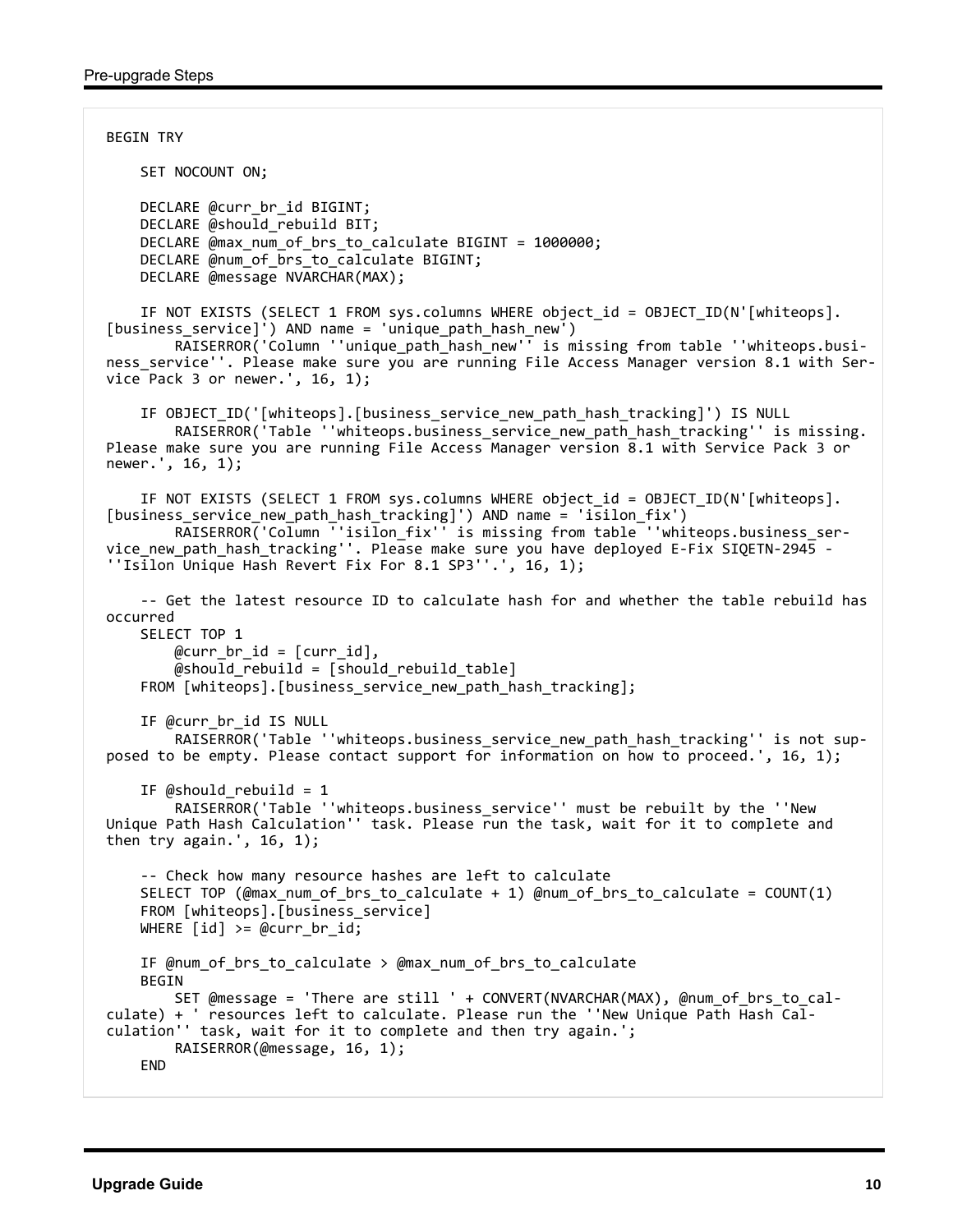```
BEGIN TRY

    SET NOCOUNT ON;

    DECLARE @curr_br_id BIGINT;
    DECLARE @should_rebuild BIT;
    DECLARE @max_num_of_brs_to_calculate BIGINT = 1000000;
    DECLARE @num_of_brs_to_calculate BIGINT;
    DECLARE @message NVARCHAR(MAX);

    IF NOT EXISTS (SELECT 1 FROM sys.columns WHERE object_id = OBJECT_ID(N'[whiteops].
[business_service]') AND name = 'unique_path_hash_new')
        RAISERROR('Column ''unique_path_hash_new'' is missing from table ''whiteops.busi-
ness_service''. Please make sure you are running File Access Manager version 8.1 with Ser-
vice Pack 3 or newer.', 16, 1);

    IF OBJECT_ID('[whiteops].[business_service_new_path_hash_tracking]') IS NULL
        RAISERROR('Table ''whiteops.business_service_new_path_hash_tracking'' is missing.
Please make sure you are running File Access Manager version 8.1 with Service Pack 3 or
newer.', 16, 1);

    IF NOT EXISTS (SELECT 1 FROM sys.columns WHERE object_id = OBJECT_ID(N'[whiteops].
[business_service_new_path_hash_tracking]') AND name = 'isilon_fix')
        RAISERROR('Column ''isilon_fix'' is missing from table ''whiteops.business_ser-
vice_new_path_hash_tracking''. Please make sure you have deployed E-Fix SIQETN-2945 -
''Isilon Unique Hash Revert Fix For 8.1 SP3''.', 16, 1);

    -- Get the latest resource ID to calculate hash for and whether the table rebuild has
occurred
    SELECT TOP 1
        @curr_br_id = [curr_id],
        @should_rebuild = [should_rebuild_table]
    FROM [whiteops].[business_service_new_path_hash_tracking];

    IF @curr_br_id IS NULL
        RAISERROR('Table ''whiteops.business_service_new_path_hash_tracking'' is not sup-
posed to be empty. Please contact support for information on how to proceed.', 16, 1);

    IF @should_rebuild = 1
        RAISERROR('Table ''whiteops.business_service'' must be rebuilt by the ''New
Unique Path Hash Calculation'' task. Please run the task, wait for it to complete and
then try again.', 16, 1);

    -- Check how many resource hashes are left to calculate
    SELECT TOP (@max_num_of_brs_to_calculate + 1) @num_of_brs_to_calculate = COUNT(1)
    FROM [whiteops].[business_service]
    WHERE [id] >= @curr_br_id;

    IF @num_of_brs_to_calculate > @max_num_of_brs_to_calculate
    BEGIN
        SET @message = 'There are still ' + CONVERT(NVARCHAR(MAX), @num_of_brs_to_cal-
culate) + ' resources left to calculate. Please run the ''New Unique Path Hash Cal-
culation'' task, wait for it to complete and then try again.';
        RAISERROR(@message, 16, 1);
    END
```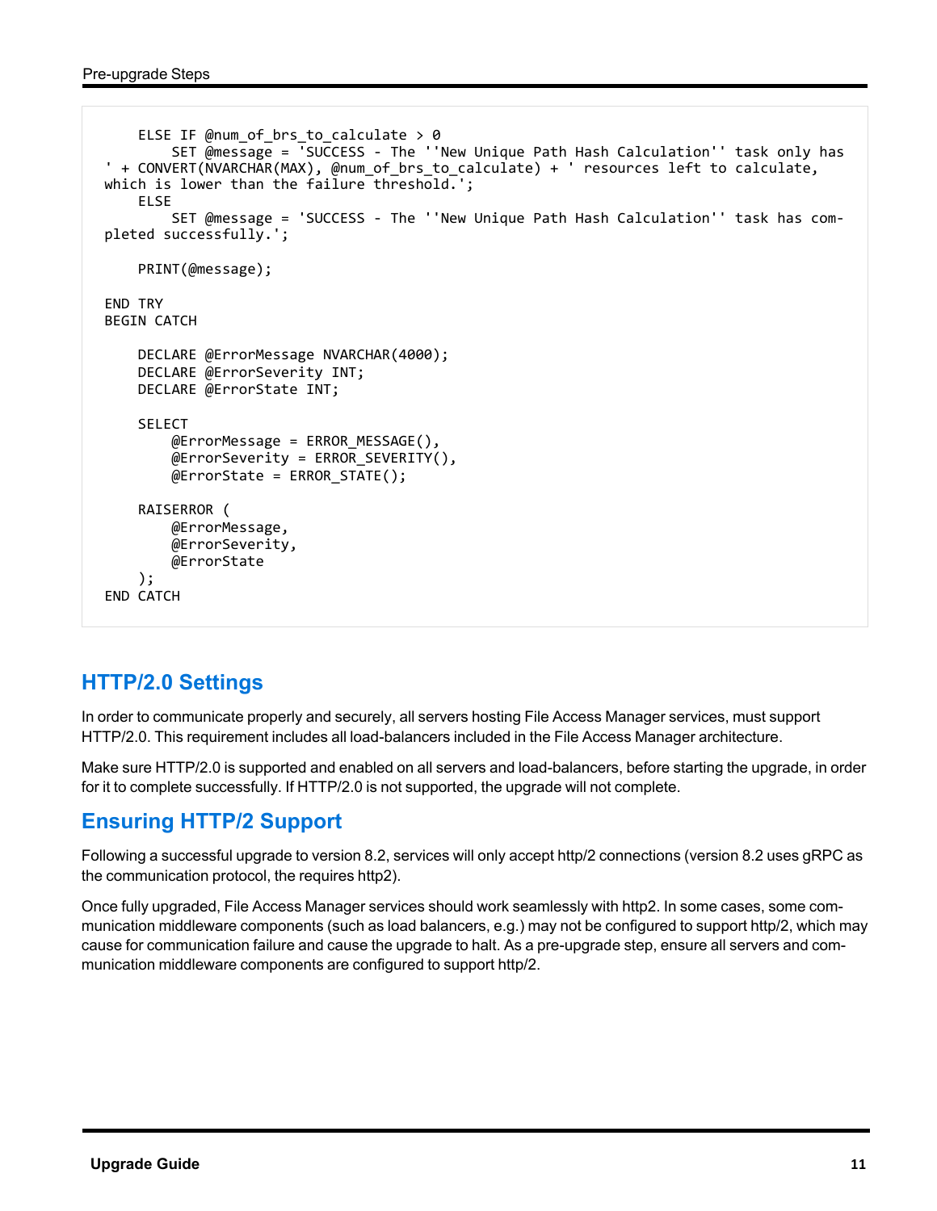```
    ELSE IF @num_of_brs_to_calculate > 0
        SET @message = 'SUCCESS - The ''New Unique Path Hash Calculation'' task only has
' + CONVERT(NVARCHAR(MAX), @num_of_brs_to_calculate) + ' resources left to calculate,
which is lower than the failure threshold.';
    ELSE
        SET @message = 'SUCCESS - The ''New Unique Path Hash Calculation'' task has com-
pleted successfully.';

    PRINT(@message);

END TRY
BEGIN CATCH

    DECLARE @ErrorMessage NVARCHAR(4000);
    DECLARE @ErrorSeverity INT;
    DECLARE @ErrorState INT;

    SELECT
        @ErrorMessage = ERROR_MESSAGE(),
        @ErrorSeverity = ERROR_SEVERITY(),
        @ErrorState = ERROR_STATE();

    RAISERROR (
        @ErrorMessage,
        @ErrorSeverity,
        @ErrorState
    );
END CATCH
```

## HTTP/2.0 Settings

In order to communicate properly and securely, all servers hosting File Access Manager services, must support HTTP/2.0. This requirement includes all load-balancers included in the File Access Manager architecture.

Make sure HTTP/2.0 is supported and enabled on all servers and load-balancers, before starting the upgrade, in order for it to complete successfully. If HTTP/2.0 is not supported, the upgrade will not complete.

## Ensuring HTTP/2 Support

Following a successful upgrade to version 8.2, services will only accept http/2 connections (version 8.2 uses gRPC as the communication protocol, the requires http2).

Once fully upgraded, File Access Manager services should work seamlessly with http2. In some cases, some communication middleware components (such as load balancers, e.g.) may not be configured to support http/2, which may cause for communication failure and cause the upgrade to halt. As a pre-upgrade step, ensure all servers and communication middleware components are configured to support http/2.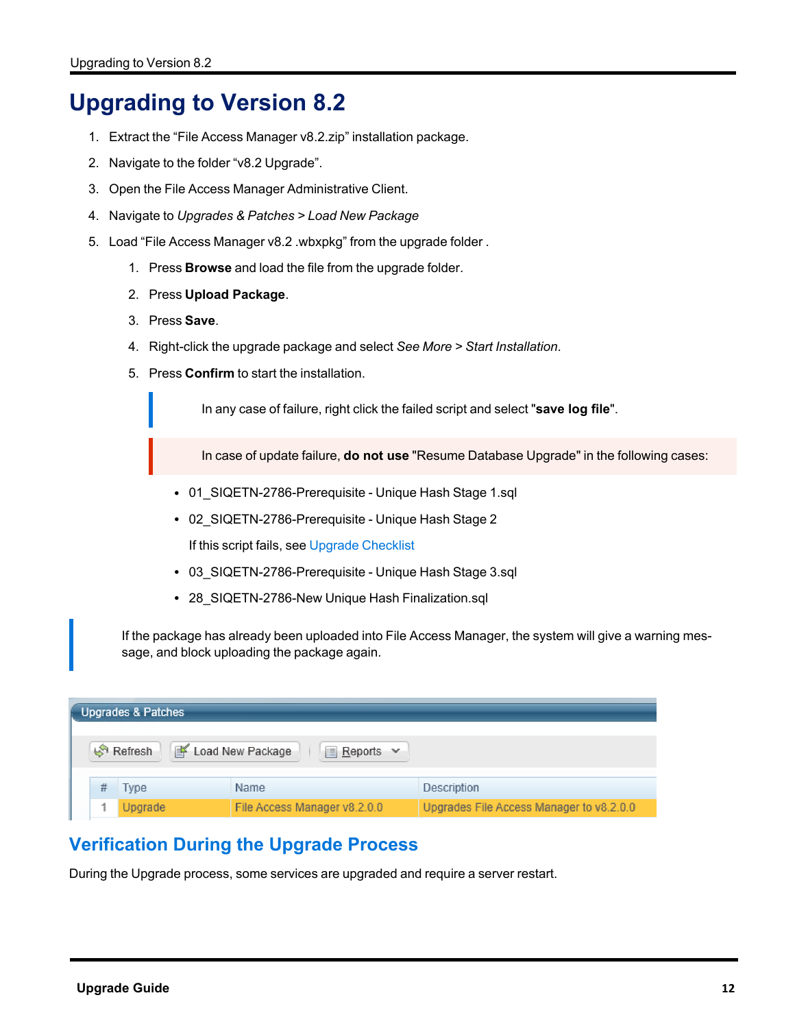# Upgrading to Version 8.2

1. Extract the “File Access Manager v8.2.zip” installation package.
2. Navigate to the folder “v8.2 Upgrade”.
3. Open the File Access Manager Administrative Client.
4. Navigate to *Upgrades & Patches > Load New Package*
5. Load “File Access Manager v8.2 .wbxpkg” from the upgrade folder .
   1. Press **Browse** and load the file from the upgrade folder.
   2. Press **Upload Package**.
   3. Press **Save**.
   4. Right-click the upgrade package and select *See More > Start Installation*.
   5. Press **Confirm** to start the installation.

      > In any case of failure, right click the failed script and select "**save log file**".

      > In case of update failure, **do not use** "Resume Database Upgrade" in the following cases:

      - 01_SIQETN-2786-Prerequisite - Unique Hash Stage 1.sql
      - 02_SIQETN-2786-Prerequisite - Unique Hash Stage 2

        If this script fails, see Upgrade Checklist
      - 03_SIQETN-2786-Prerequisite - Unique Hash Stage 3.sql
      - 28_SIQETN-2786-New Unique Hash Finalization.sql

> If the package has already been uploaded into File Access Manager, the system will give a warning message, and block uploading the package again.

**Upgrades & Patches**

Refresh | Load New Package | Reports

| # | Type | Name | Description |
|---|---|---|---|
| 1 | Upgrade | File Access Manager v8.2.0.0 | Upgrades File Access Manager to v8.2.0.0 |

## Verification During the Upgrade Process

During the Upgrade process, some services are upgraded and require a server restart.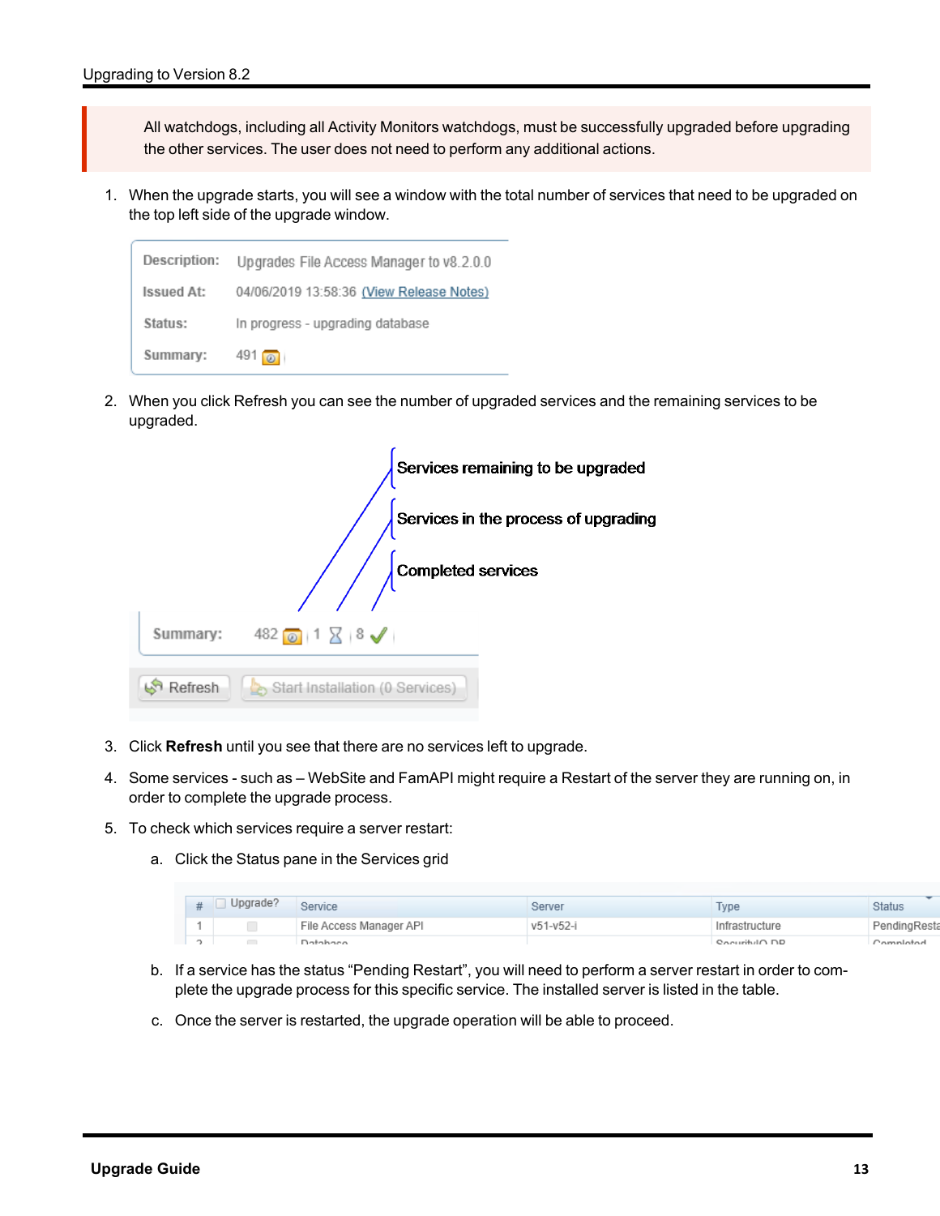All watchdogs, including all Activity Monitors watchdogs, must be successfully upgraded before upgrading the other services. The user does not need to perform any additional actions.

1. When the upgrade starts, you will see a window with the total number of services that need to be upgraded on the top left side of the upgrade window.

| | |
|---|---|
| Description: | Upgrades File Access Manager to v8.2.0.0 |
| Issued At: | 04/06/2019 13:58:36 (View Release Notes) |
| Status: | In progress - upgrading database |
| Summary: | 491 |

2. When you click Refresh you can see the number of upgraded services and the remaining services to be upgraded.

Services remaining to be upgraded

Services in the process of upgrading

Completed services

Summary: 482 | 1 | 8

Refresh | Start Installation (0 Services)

3. Click **Refresh** until you see that there are no services left to upgrade.
4. Some services - such as – WebSite and FamAPI might require a Restart of the server they are running on, in order to complete the upgrade process.
5. To check which services require a server restart:
   a. Click the Status pane in the Services grid

| # | Upgrade? | Service | Server | Type | Status |
|---|---|---|---|---|---|
| 1 | | File Access Manager API | v51-v52-i | Infrastructure | PendingResta |
| 2 | | Database | | SecurityIQ DB | Completed |

   b. If a service has the status “Pending Restart”, you will need to perform a server restart in order to complete the upgrade process for this specific service. The installed server is listed in the table.
   c. Once the server is restarted, the upgrade operation will be able to proceed.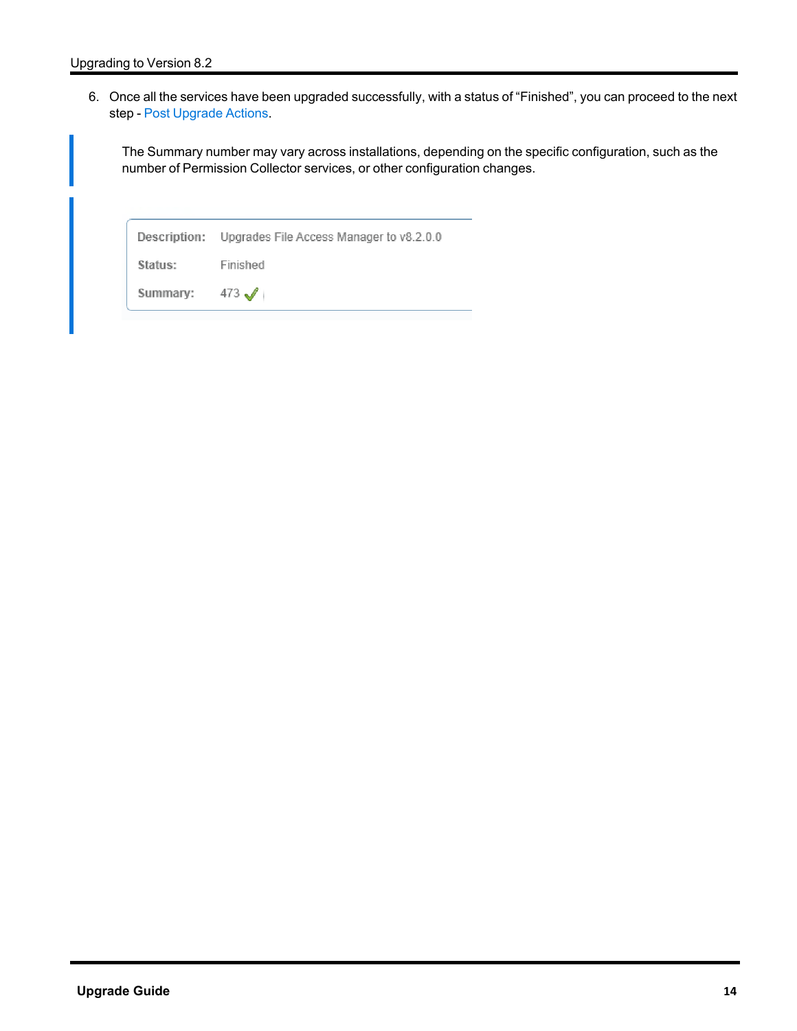6. Once all the services have been upgraded successfully, with a status of “Finished”, you can proceed to the next step - Post Upgrade Actions.

> The Summary number may vary across installations, depending on the specific configuration, such as the number of Permission Collector services, or other configuration changes.

| | |
|---|---|
| Description: | Upgrades File Access Manager to v8.2.0.0 |
| Status: | Finished |
| Summary: | 473 ✓ |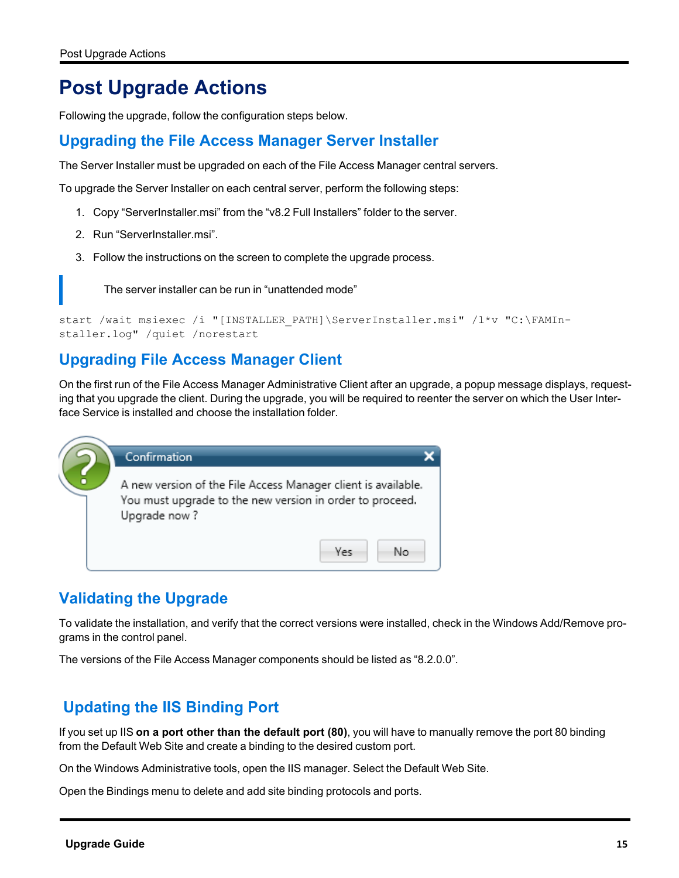# Post Upgrade Actions

Following the upgrade, follow the configuration steps below.

## Upgrading the File Access Manager Server Installer

The Server Installer must be upgraded on each of the File Access Manager central servers.

To upgrade the Server Installer on each central server, perform the following steps:

1. Copy "ServerInstaller.msi" from the "v8.2 Full Installers" folder to the server.
2. Run "ServerInstaller.msi".
3. Follow the instructions on the screen to complete the upgrade process.

> The server installer can be run in "unattended mode"

```
start /wait msiexec /i "[INSTALLER_PATH]\ServerInstaller.msi" /l*v "C:\FAMInstaller.log" /quiet /norestart
```

## Upgrading File Access Manager Client

On the first run of the File Access Manager Administrative Client after an upgrade, a popup message displays, requesting that you upgrade the client. During the upgrade, you will be required to reenter the server on which the User Interface Service is installed and choose the installation folder.

## Validating the Upgrade

To validate the installation, and verify that the correct versions were installed, check in the Windows Add/Remove programs in the control panel.

The versions of the File Access Manager components should be listed as "8.2.0.0".

## Updating the IIS Binding Port

If you set up IIS **on a port other than the default port (80)**, you will have to manually remove the port 80 binding from the Default Web Site and create a binding to the desired custom port.

On the Windows Administrative tools, open the IIS manager. Select the Default Web Site.

Open the Bindings menu to delete and add site binding protocols and ports.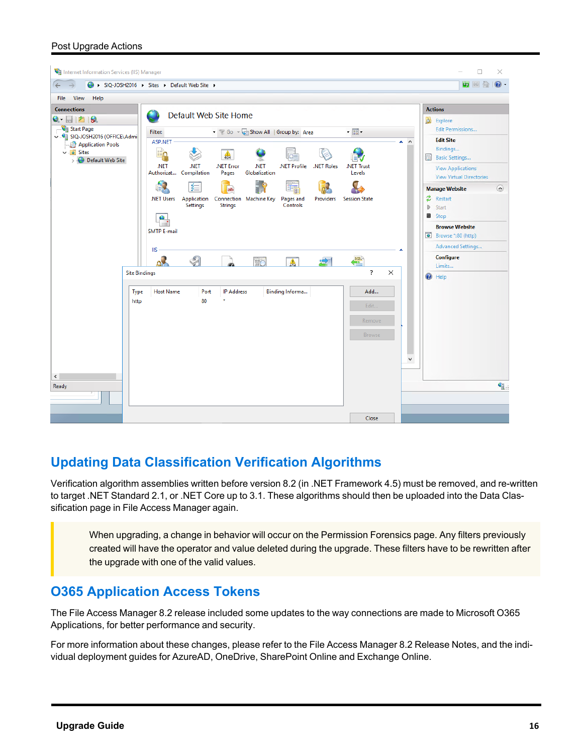## Updating Data Classification Verification Algorithms

Verification algorithm assemblies written before version 8.2 (in .NET Framework 4.5) must be removed, and re-written to target .NET Standard 2.1, or .NET Core up to 3.1. These algorithms should then be uploaded into the Data Classification page in File Access Manager again.

> When upgrading, a change in behavior will occur on the Permission Forensics page. Any filters previously created will have the operator and value deleted during the upgrade. These filters have to be rewritten after the upgrade with one of the valid values.

## O365 Application Access Tokens

The File Access Manager 8.2 release included some updates to the way connections are made to Microsoft O365 Applications, for better performance and security.

For more information about these changes, please refer to the File Access Manager 8.2 Release Notes, and the individual deployment guides for AzureAD, OneDrive, SharePoint Online and Exchange Online.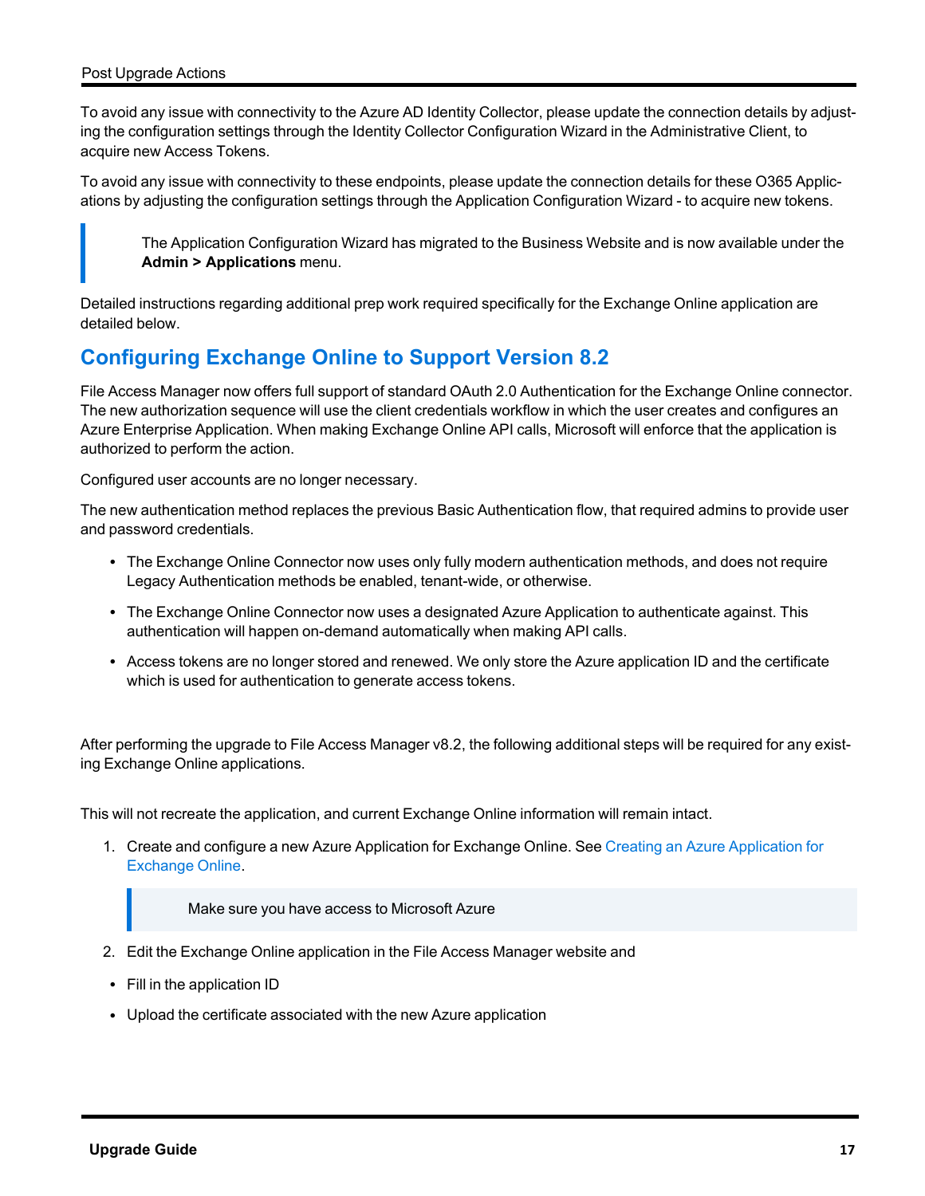To avoid any issue with connectivity to the Azure AD Identity Collector, please update the connection details by adjusting the configuration settings through the Identity Collector Configuration Wizard in the Administrative Client, to acquire new Access Tokens.

To avoid any issue with connectivity to these endpoints, please update the connection details for these O365 Applications by adjusting the configuration settings through the Application Configuration Wizard - to acquire new tokens.

> The Application Configuration Wizard has migrated to the Business Website and is now available under the **Admin > Applications** menu.

Detailed instructions regarding additional prep work required specifically for the Exchange Online application are detailed below.

## Configuring Exchange Online to Support Version 8.2

File Access Manager now offers full support of standard OAuth 2.0 Authentication for the Exchange Online connector. The new authorization sequence will use the client credentials workflow in which the user creates and configures an Azure Enterprise Application. When making Exchange Online API calls, Microsoft will enforce that the application is authorized to perform the action.

Configured user accounts are no longer necessary.

The new authentication method replaces the previous Basic Authentication flow, that required admins to provide user and password credentials.

- The Exchange Online Connector now uses only fully modern authentication methods, and does not require Legacy Authentication methods be enabled, tenant-wide, or otherwise.
- The Exchange Online Connector now uses a designated Azure Application to authenticate against. This authentication will happen on-demand automatically when making API calls.
- Access tokens are no longer stored and renewed. We only store the Azure application ID and the certificate which is used for authentication to generate access tokens.

After performing the upgrade to File Access Manager v8.2, the following additional steps will be required for any existing Exchange Online applications.

This will not recreate the application, and current Exchange Online information will remain intact.

1. Create and configure a new Azure Application for Exchange Online. See Creating an Azure Application for Exchange Online.

   > Make sure you have access to Microsoft Azure

2. Edit the Exchange Online application in the File Access Manager website and

- Fill in the application ID
- Upload the certificate associated with the new Azure application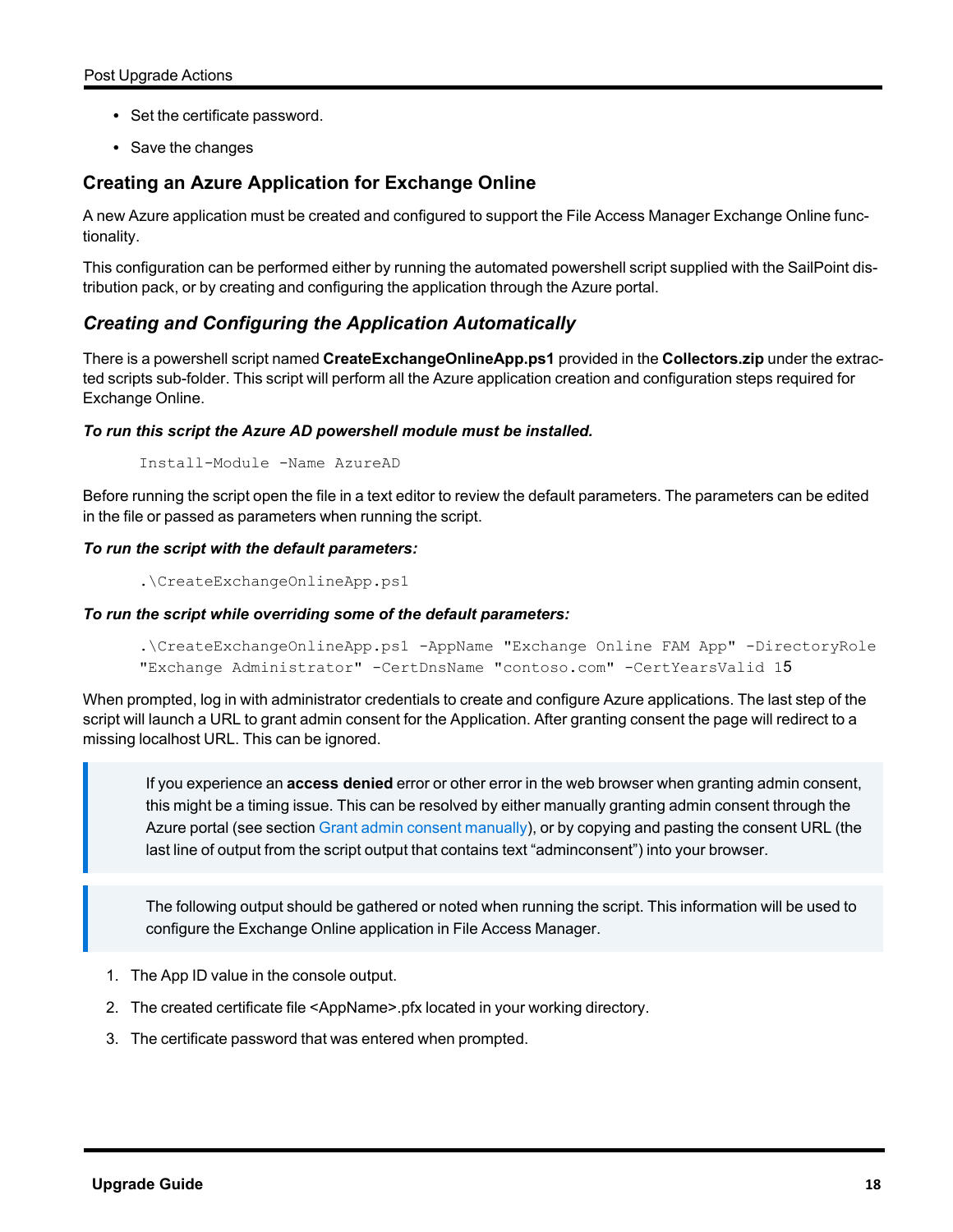- Set the certificate password.
- Save the changes

## Creating an Azure Application for Exchange Online

A new Azure application must be created and configured to support the File Access Manager Exchange Online functionality.

This configuration can be performed either by running the automated powershell script supplied with the SailPoint distribution pack, or by creating and configuring the application through the Azure portal.

### *Creating and Configuring the Application Automatically*

There is a powershell script named **CreateExchangeOnlineApp.ps1** provided in the **Collectors.zip** under the extracted scripts sub-folder. This script will perform all the Azure application creation and configuration steps required for Exchange Online.

***To run this script the Azure AD powershell module must be installed.***

```
Install-Module -Name AzureAD
```

Before running the script open the file in a text editor to review the default parameters. The parameters can be edited in the file or passed as parameters when running the script.

***To run the script with the default parameters:***

```
.\CreateExchangeOnlineApp.ps1
```

***To run the script while overriding some of the default parameters:***

```
.\CreateExchangeOnlineApp.ps1 -AppName "Exchange Online FAM App" -DirectoryRole
"Exchange Administrator" -CertDnsName "contoso.com" -CertYearsValid 15
```

When prompted, log in with administrator credentials to create and configure Azure applications. The last step of the script will launch a URL to grant admin consent for the Application. After granting consent the page will redirect to a missing localhost URL. This can be ignored.

> If you experience an **access denied** error or other error in the web browser when granting admin consent, this might be a timing issue. This can be resolved by either manually granting admin consent through the Azure portal (see section Grant admin consent manually), or by copying and pasting the consent URL (the last line of output from the script output that contains text “adminconsent”) into your browser.

> The following output should be gathered or noted when running the script. This information will be used to configure the Exchange Online application in File Access Manager.

1. The App ID value in the console output.
2. The created certificate file <AppName>.pfx located in your working directory.
3. The certificate password that was entered when prompted.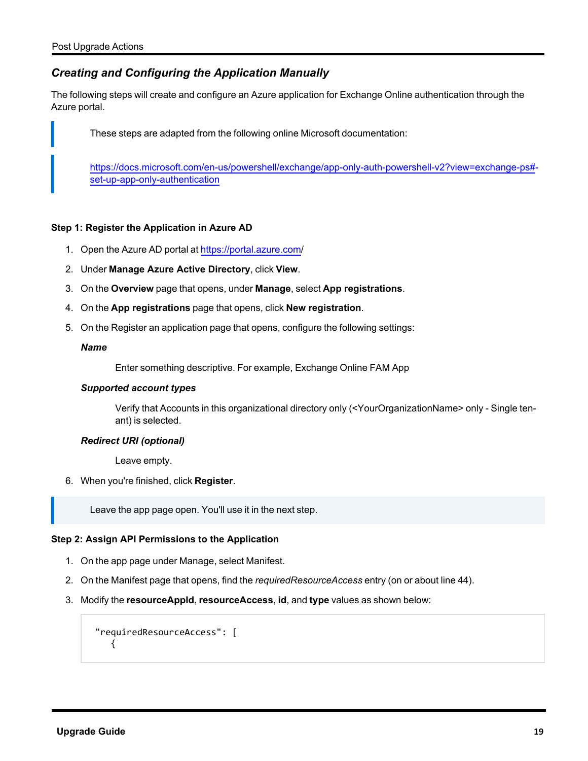## *Creating and Configuring the Application Manually*

The following steps will create and configure an Azure application for Exchange Online authentication through the Azure portal.

> These steps are adapted from the following online Microsoft documentation:
>
> [https://docs.microsoft.com/en-us/powershell/exchange/app-only-auth-powershell-v2?view=exchange-ps#-set-up-app-only-authentication](https://docs.microsoft.com/en-us/powershell/exchange/app-only-auth-powershell-v2?view=exchange-ps#-set-up-app-only-authentication)

**Step 1: Register the Application in Azure AD**

1. Open the Azure AD portal at [https://portal.azure.com](https://portal.azure.com)/
2. Under **Manage Azure Active Directory**, click **View**.
3. On the **Overview** page that opens, under **Manage**, select **App registrations**.
4. On the **App registrations** page that opens, click **New registration**.
5. On the Register an application page that opens, configure the following settings:

   ***Name***

   Enter something descriptive. For example, Exchange Online FAM App

   ***Supported account types***

   Verify that Accounts in this organizational directory only (<YourOrganizationName> only - Single tenant) is selected.

   ***Redirect URI (optional)***

   Leave empty.

6. When you're finished, click **Register**.

> Leave the app page open. You'll use it in the next step.

**Step 2: Assign API Permissions to the Application**

1. On the app page under Manage, select Manifest.
2. On the Manifest page that opens, find the *requiredResourceAccess* entry (on or about line 44).
3. Modify the **resourceAppId**, **resourceAccess**, **id**, and **type** values as shown below:

```
"requiredResourceAccess": [
   {
```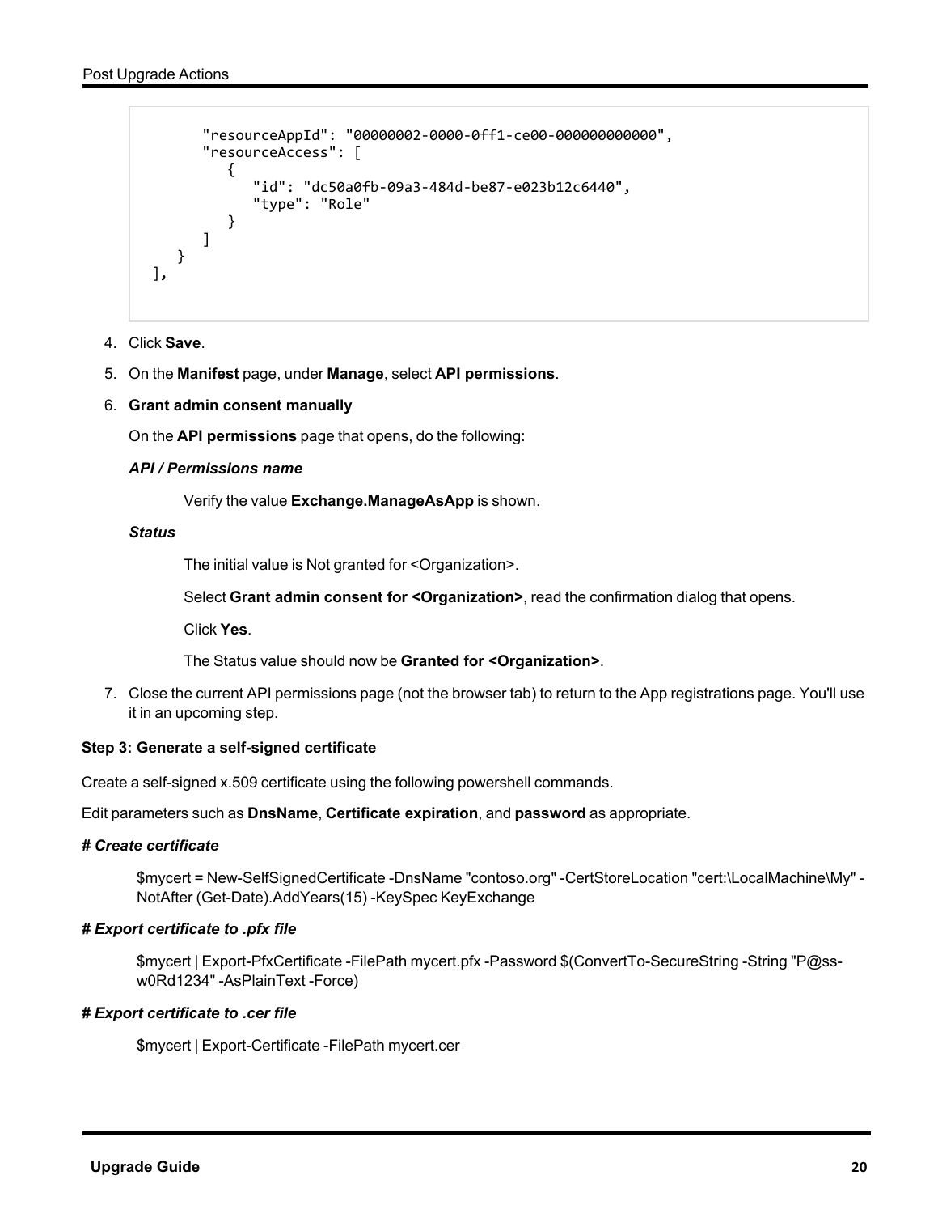```
        "resourceAppId": "00000002-0000-0ff1-ce00-000000000000",
        "resourceAccess": [
            {
                "id": "dc50a0fb-09a3-484d-be87-e023b12c6440",
                "type": "Role"
            }
        ]
    }
],
```

4. Click **Save**.
5. On the **Manifest** page, under **Manage**, select **API permissions**.
6. **Grant admin consent manually**

   On the **API permissions** page that opens, do the following:

   ***API / Permissions name***

   Verify the value **Exchange.ManageAsApp** is shown.

   ***Status***

   The initial value is Not granted for <Organization>.

   Select **Grant admin consent for <Organization>**, read the confirmation dialog that opens.

   Click **Yes**.

   The Status value should now be **Granted for <Organization>**.

7. Close the current API permissions page (not the browser tab) to return to the App registrations page. You'll use it in an upcoming step.

**Step 3: Generate a self-signed certificate**

Create a self-signed x.509 certificate using the following powershell commands.

Edit parameters such as **DnsName**, **Certificate expiration**, and **password** as appropriate.

***# Create certificate***

$mycert = New-SelfSignedCertificate -DnsName "contoso.org" -CertStoreLocation "cert:\LocalMachine\My" -NotAfter (Get-Date).AddYears(15) -KeySpec KeyExchange

***# Export certificate to .pfx file***

$mycert | Export-PfxCertificate -FilePath mycert.pfx -Password $(ConvertTo-SecureString -String "P@ss-w0Rd1234" -AsPlainText -Force)

***# Export certificate to .cer file***

$mycert | Export-Certificate -FilePath mycert.cer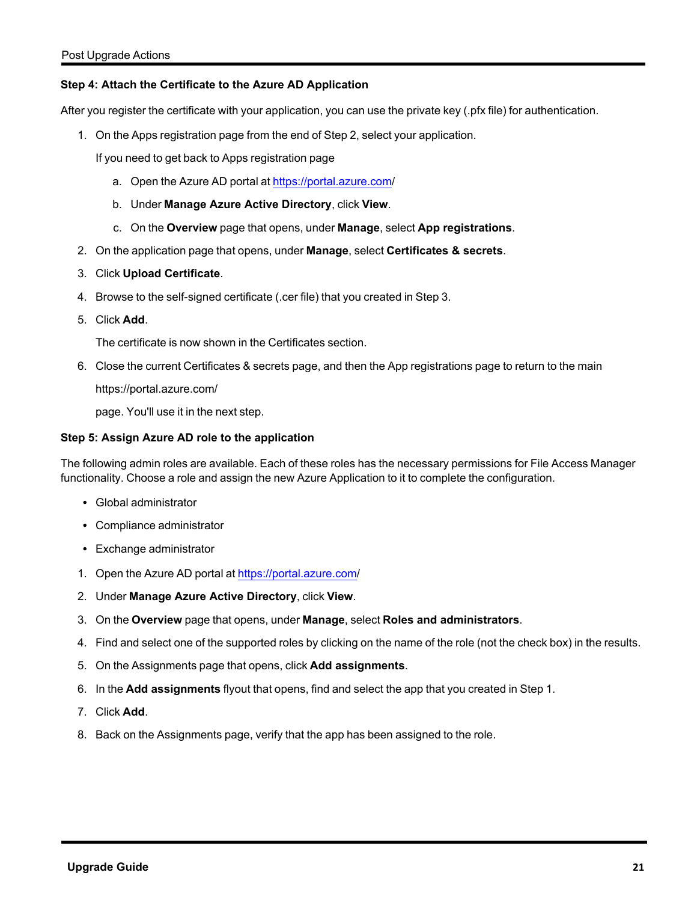**Step 4: Attach the Certificate to the Azure AD Application**

After you register the certificate with your application, you can use the private key (.pfx file) for authentication.

1. On the Apps registration page from the end of Step 2, select your application.

   If you need to get back to Apps registration page

   a. Open the Azure AD portal at https://portal.azure.com/

   b. Under **Manage Azure Active Directory**, click **View**.

   c. On the **Overview** page that opens, under **Manage**, select **App registrations**.

2. On the application page that opens, under **Manage**, select **Certificates & secrets**.
3. Click **Upload Certificate**.
4. Browse to the self-signed certificate (.cer file) that you created in Step 3.
5. Click **Add**.

   The certificate is now shown in the Certificates section.

6. Close the current Certificates & secrets page, and then the App registrations page to return to the main

   https://portal.azure.com/

   page. You'll use it in the next step.

**Step 5: Assign Azure AD role to the application**

The following admin roles are available. Each of these roles has the necessary permissions for File Access Manager functionality. Choose a role and assign the new Azure Application to it to complete the configuration.

- Global administrator
- Compliance administrator
- Exchange administrator

1. Open the Azure AD portal at https://portal.azure.com/
2. Under **Manage Azure Active Directory**, click **View**.
3. On the **Overview** page that opens, under **Manage**, select **Roles and administrators**.
4. Find and select one of the supported roles by clicking on the name of the role (not the check box) in the results.
5. On the Assignments page that opens, click **Add assignments**.
6. In the **Add assignments** flyout that opens, find and select the app that you created in Step 1.
7. Click **Add**.
8. Back on the Assignments page, verify that the app has been assigned to the role.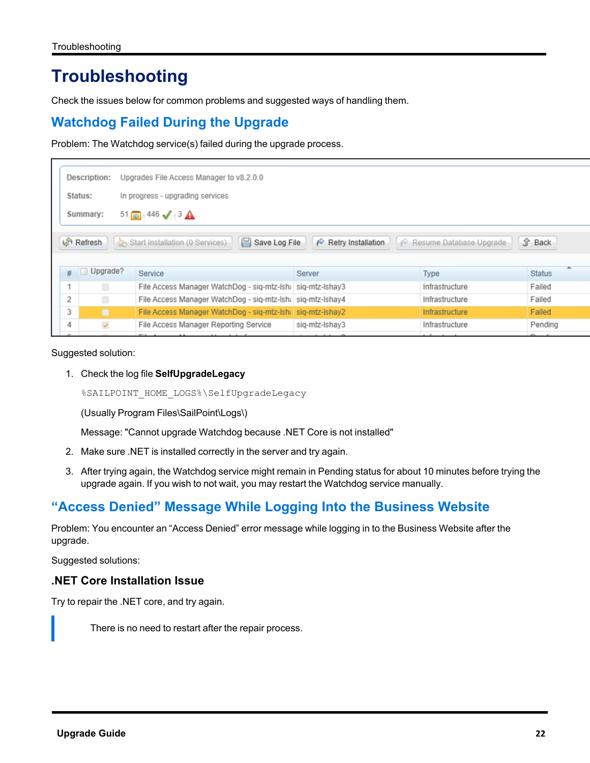# Troubleshooting

Check the issues below for common problems and suggested ways of handling them.

## Watchdog Failed During the Upgrade

Problem: The Watchdog service(s) failed during the upgrade process.

Suggested solution:

1. Check the log file **SelfUpgradeLegacy**

   `%SAILPOINT_HOME_LOGS%\SelfUpgradeLegacy`

   (Usually Program Files\SailPoint\Logs\)

   Message: "Cannot upgrade Watchdog because .NET Core is not installed"

2. Make sure .NET is installed correctly in the server and try again.

3. After trying again, the Watchdog service might remain in Pending status for about 10 minutes before trying the upgrade again. If you wish to not wait, you may restart the Watchdog service manually.

## "Access Denied" Message While Logging Into the Business Website

Problem: You encounter an "Access Denied" error message while logging in to the Business Website after the upgrade.

Suggested solutions:

### .NET Core Installation Issue

Try to repair the .NET core, and try again.

> There is no need to restart after the repair process.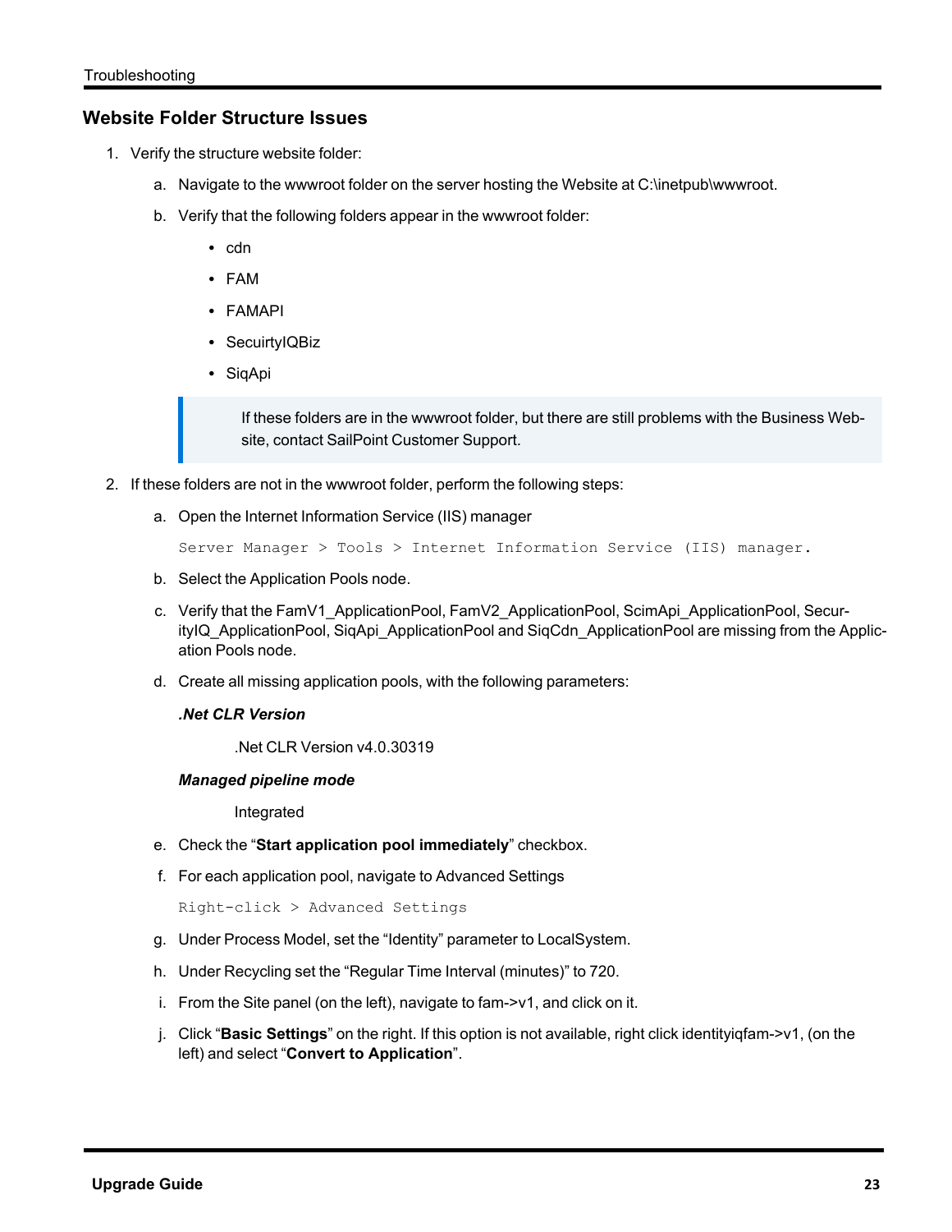## Website Folder Structure Issues

1. Verify the structure website folder:

   a. Navigate to the wwwroot folder on the server hosting the Website at C:\inetpub\wwwroot.

   b. Verify that the following folders appear in the wwwroot folder:

      - cdn
      - FAM
      - FAMAPI
      - SecuirtyIQBiz
      - SiqApi

   > If these folders are in the wwwroot folder, but there are still problems with the Business Website, contact SailPoint Customer Support.

2. If these folders are not in the wwwroot folder, perform the following steps:

   a. Open the Internet Information Service (IIS) manager

      `Server Manager > Tools > Internet Information Service (IIS) manager.`

   b. Select the Application Pools node.

   c. Verify that the FamV1_ApplicationPool, FamV2_ApplicationPool, ScimApi_ApplicationPool, SecurityIQ_ApplicationPool, SiqApi_ApplicationPool and SiqCdn_ApplicationPool are missing from the Application Pools node.

   d. Create all missing application pools, with the following parameters:

      ***.Net CLR Version***

      .Net CLR Version v4.0.30319

      ***Managed pipeline mode***

      Integrated

   e. Check the "**Start application pool immediately**" checkbox.

   f. For each application pool, navigate to Advanced Settings

      `Right-click > Advanced Settings`

   g. Under Process Model, set the "Identity" parameter to LocalSystem.

   h. Under Recycling set the "Regular Time Interval (minutes)" to 720.

   i. From the Site panel (on the left), navigate to fam->v1, and click on it.

   j. Click "**Basic Settings**" on the right. If this option is not available, right click identityiqfam->v1, (on the left) and select "**Convert to Application**".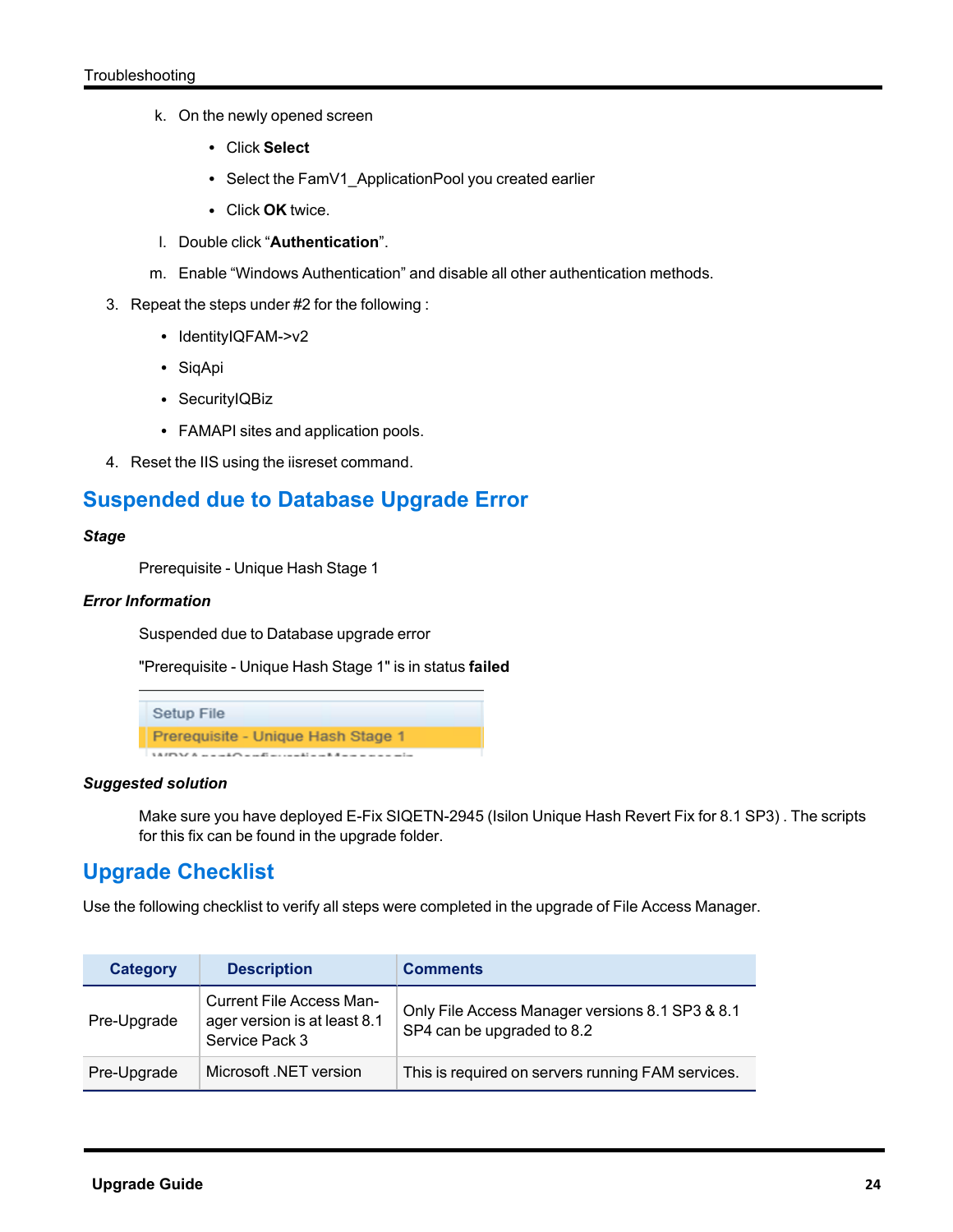k. On the newly opened screen

   - Click **Select**
   - Select the FamV1_ApplicationPool you created earlier
   - Click **OK** twice.

l. Double click "**Authentication**".

m. Enable "Windows Authentication" and disable all other authentication methods.

3. Repeat the steps under #2 for the following :
   - IdentityIQFAM->v2
   - SiqApi
   - SecurityIQBiz
   - FAMAPI sites and application pools.
4. Reset the IIS using the iisreset command.

## Suspended due to Database Upgrade Error

***Stage***

Prerequisite - Unique Hash Stage 1

***Error Information***

Suspended due to Database upgrade error

"Prerequisite - Unique Hash Stage 1" is in status **failed**

Setup File
Prerequisite - Unique Hash Stage 1

***Suggested solution***

Make sure you have deployed E-Fix SIQETN-2945 (Isilon Unique Hash Revert Fix for 8.1 SP3) . The scripts for this fix can be found in the upgrade folder.

## Upgrade Checklist

Use the following checklist to verify all steps were completed in the upgrade of File Access Manager.

| Category | Description | Comments |
|---|---|---|
| Pre-Upgrade | Current File Access Manager version is at least 8.1 Service Pack 3 | Only File Access Manager versions 8.1 SP3 & 8.1 SP4 can be upgraded to 8.2 |
| Pre-Upgrade | Microsoft .NET version | This is required on servers running FAM services. |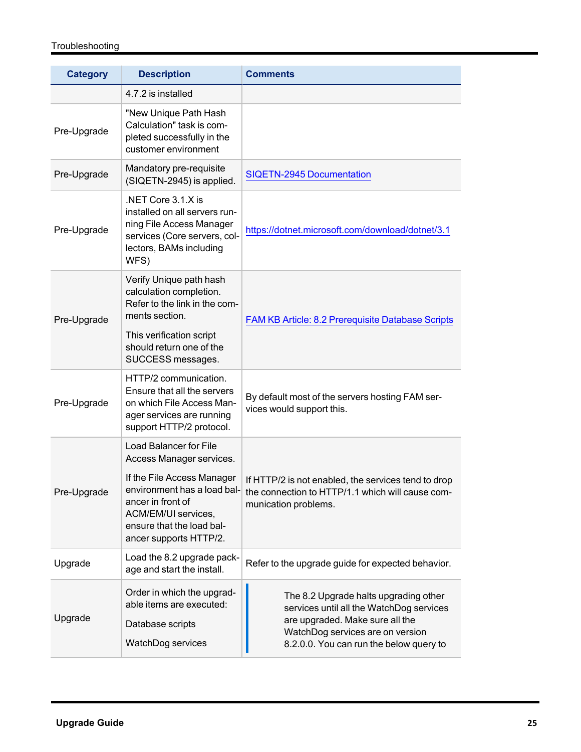| Category | Description | Comments |
|---|---|---|
| | 4.7.2 is installed | |
| Pre-Upgrade | "New Unique Path Hash Calculation" task is completed successfully in the customer environment | |
| Pre-Upgrade | Mandatory pre-requisite (SIQETN-2945) is applied. | SIQETN-2945 Documentation |
| Pre-Upgrade | .NET Core 3.1.X is installed on all servers running File Access Manager services (Core servers, collectors, BAMs including WFS) | https://dotnet.microsoft.com/download/dotnet/3.1 |
| Pre-Upgrade | Verify Unique path hash calculation completion. Refer to the link in the comments section. <br> This verification script should return one of the SUCCESS messages. | FAM KB Article: 8.2 Prerequisite Database Scripts |
| Pre-Upgrade | HTTP/2 communication. Ensure that all the servers on which File Access Manager services are running support HTTP/2 protocol. | By default most of the servers hosting FAM services would support this. |
| Pre-Upgrade | Load Balancer for File Access Manager services. <br> If the File Access Manager environment has a load balancer in front of ACM/EM/UI services, ensure that the load balancer supports HTTP/2. | If HTTP/2 is not enabled, the services tend to drop the connection to HTTP/1.1 which will cause communication problems. |
| Upgrade | Load the 8.2 upgrade package and start the install. | Refer to the upgrade guide for expected behavior. |
| Upgrade | Order in which the upgradable items are executed: <br> Database scripts <br> WatchDog services | The 8.2 Upgrade halts upgrading other services until all the WatchDog services are upgraded. Make sure all the WatchDog services are on version 8.2.0.0. You can run the below query to |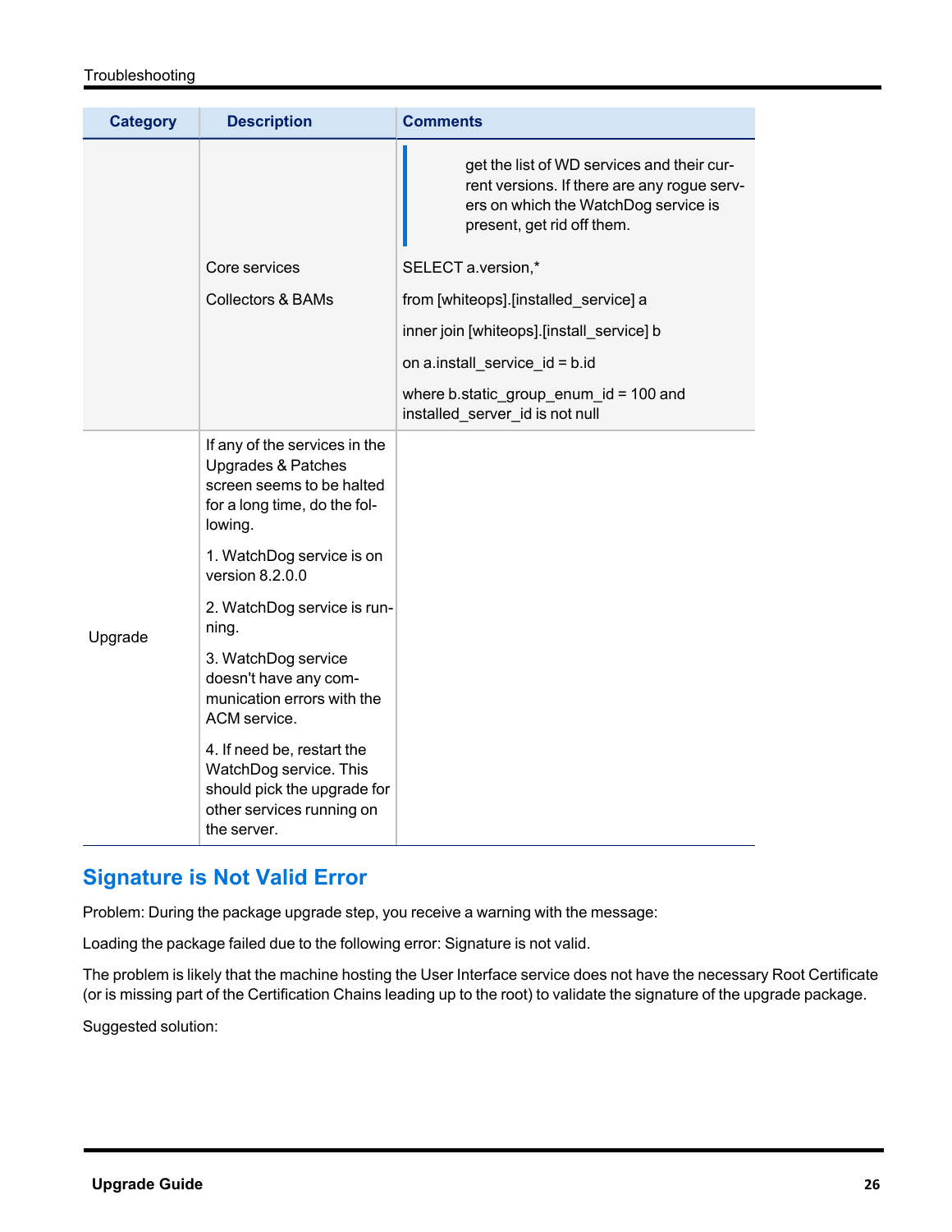| Category | Description | Comments |
|---|---|---|
| | Core services<br>Collectors & BAMs | get the list of WD services and their current versions. If there are any rogue servers on which the WatchDog service is present, get rid off them.<br>SELECT a.version,*<br>from [whiteops].[installed_service] a<br>inner join [whiteops].[install_service] b<br>on a.install_service_id = b.id<br>where b.static_group_enum_id = 100 and installed_server_id is not null |
| Upgrade | If any of the services in the Upgrades & Patches screen seems to be halted for a long time, do the following.<br>1. WatchDog service is on version 8.2.0.0<br>2. WatchDog service is running.<br>3. WatchDog service doesn't have any communication errors with the ACM service.<br>4. If need be, restart the WatchDog service. This should pick the upgrade for other services running on the server. | |

## Signature is Not Valid Error

Problem: During the package upgrade step, you receive a warning with the message:

Loading the package failed due to the following error: Signature is not valid.

The problem is likely that the machine hosting the User Interface service does not have the necessary Root Certificate (or is missing part of the Certification Chains leading up to the root) to validate the signature of the upgrade package.

Suggested solution: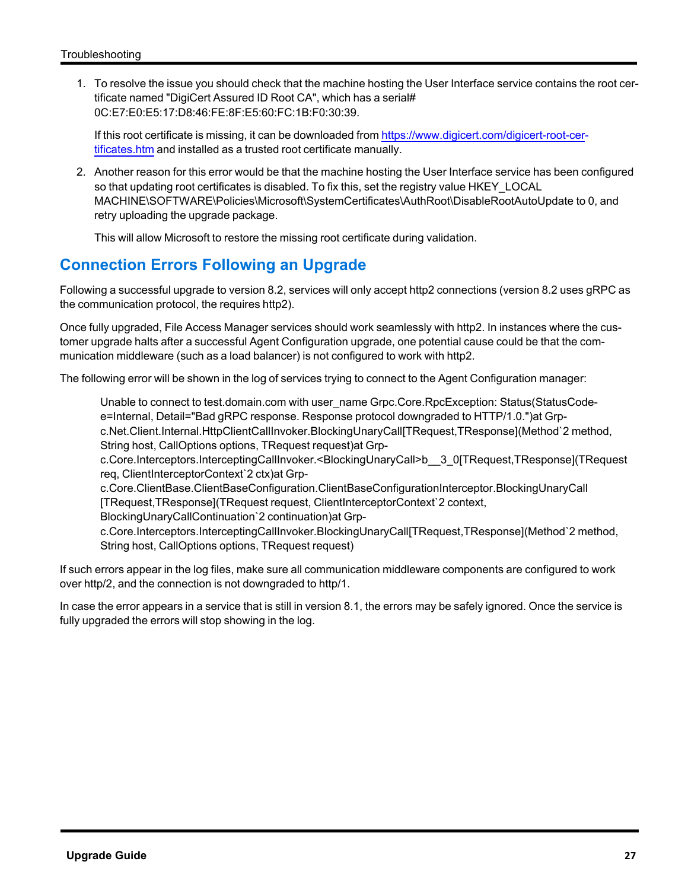1. To resolve the issue you should check that the machine hosting the User Interface service contains the root certificate named "DigiCert Assured ID Root CA", which has a serial# 0C:E7:E0:E5:17:D8:46:FE:8F:E5:60:FC:1B:F0:30:39.

   If this root certificate is missing, it can be downloaded from [https://www.digicert.com/digicert-root-certificates.htm](https://www.digicert.com/digicert-root-certificates.htm) and installed as a trusted root certificate manually.

2. Another reason for this error would be that the machine hosting the User Interface service has been configured so that updating root certificates is disabled. To fix this, set the registry value HKEY_LOCAL MACHINE\SOFTWARE\Policies\Microsoft\SystemCertificates\AuthRoot\DisableRootAutoUpdate to 0, and retry uploading the upgrade package.

   This will allow Microsoft to restore the missing root certificate during validation.

## Connection Errors Following an Upgrade

Following a successful upgrade to version 8.2, services will only accept http2 connections (version 8.2 uses gRPC as the communication protocol, the requires http2).

Once fully upgraded, File Access Manager services should work seamlessly with http2. In instances where the customer upgrade halts after a successful Agent Configuration upgrade, one potential cause could be that the communication middleware (such as a load balancer) is not configured to work with http2.

The following error will be shown in the log of services trying to connect to the Agent Configuration manager:

> Unable to connect to test.domain.com with user_name Grpc.Core.RpcException: Status(StatusCode=Internal, Detail="Bad gRPC response. Response protocol downgraded to HTTP/1.0.")at Grpc.Net.Client.Internal.HttpClientCallInvoker.BlockingUnaryCall[TRequest,TResponse](Method`2 method, String host, CallOptions options, TRequest request)at Grpc.Core.Interceptors.InterceptingCallInvoker.<BlockingUnaryCall>b__3_0[TRequest,TResponse](TRequest req, ClientInterceptorContext`2 ctx)at Grpc.Core.ClientBase.ClientBaseConfiguration.ClientBaseConfigurationInterceptor.BlockingUnaryCall[TRequest,TResponse](TRequest request, ClientInterceptorContext`2 context, BlockingUnaryCallContinuation`2 continuation)at Grpc.Core.Interceptors.InterceptingCallInvoker.BlockingUnaryCall[TRequest,TResponse](Method`2 method, String host, CallOptions options, TRequest request)

If such errors appear in the log files, make sure all communication middleware components are configured to work over http/2, and the connection is not downgraded to http/1.

In case the error appears in a service that is still in version 8.1, the errors may be safely ignored. Once the service is fully upgraded the errors will stop showing in the log.